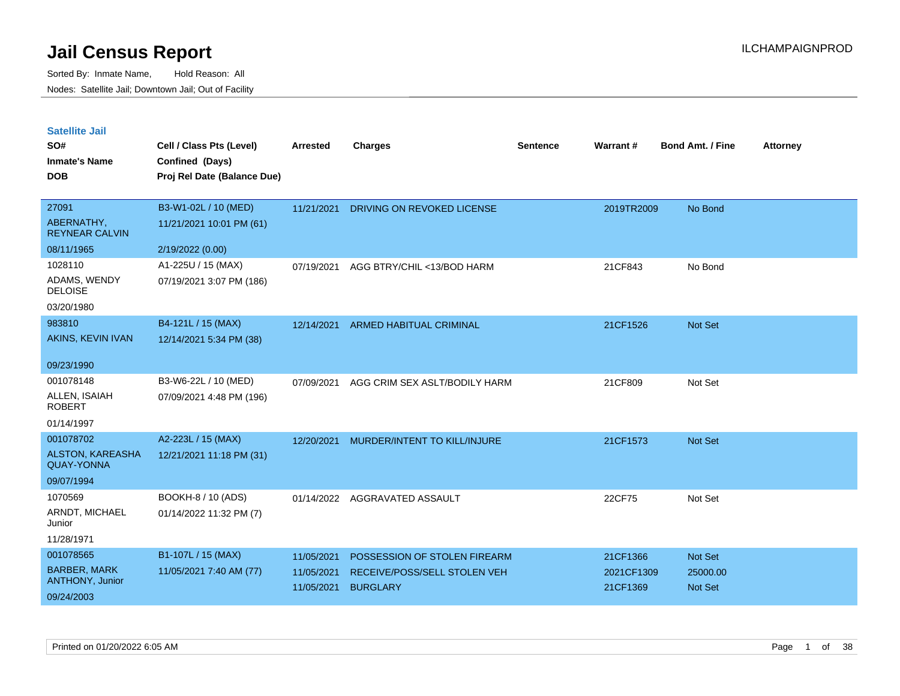# Jail Census Report

Sorted By: Inmate Name, Hold Reason: All

Nodes: Satellite Jail; Downtown Jail; Out of Facility

## Satellite Jail

| SO# / Inmate's Name / DOB | Cell / Class Pts (Level) / Confined (Days) / Proj Rel Date (Balance Due) | Arrested | Charges | Sentence | Warrant # | Bond Amt. / Fine | Attorney |
|---|---|---|---|---|---|---|---|
| 27091<br>ABERNATHY, REYNEAR CALVIN<br>08/11/1965 | B3-W1-02L / 10 (MED)<br>11/21/2021 10:01 PM (61)<br>2/19/2022 (0.00) | 11/21/2021 | DRIVING ON REVOKED LICENSE | | 2019TR2009 | No Bond | |
| 1028110<br>ADAMS, WENDY DELOISE<br>03/20/1980 | A1-225U / 15 (MAX)<br>07/19/2021 3:07 PM (186) | 07/19/2021 | AGG BTRY/CHIL <13/BOD HARM | | 21CF843 | No Bond | |
| 983810<br>AKINS, KEVIN IVAN<br>09/23/1990 | B4-121L / 15 (MAX)<br>12/14/2021 5:34 PM (38) | 12/14/2021 | ARMED HABITUAL CRIMINAL | | 21CF1526 | Not Set | |
| 001078148<br>ALLEN, ISAIAH ROBERT<br>01/14/1997 | B3-W6-22L / 10 (MED)<br>07/09/2021 4:48 PM (196) | 07/09/2021 | AGG CRIM SEX ASLT/BODILY HARM | | 21CF809 | Not Set | |
| 001078702<br>ALSTON, KAREASHA QUAY-YONNA<br>09/07/1994 | A2-223L / 15 (MAX)<br>12/21/2021 11:18 PM (31) | 12/20/2021 | MURDER/INTENT TO KILL/INJURE | | 21CF1573 | Not Set | |
| 1070569<br>ARNDT, MICHAEL Junior<br>11/28/1971 | BOOKH-8 / 10 (ADS)<br>01/14/2022 11:32 PM (7) | 01/14/2022 | AGGRAVATED ASSAULT | | 22CF75 | Not Set | |
| 001078565<br>BARBER, MARK ANTHONY, Junior<br>09/24/2003 | B1-107L / 15 (MAX)<br>11/05/2021 7:40 AM (77) | 11/05/2021<br>11/05/2021<br>11/05/2021 | POSSESSION OF STOLEN FIREARM<br>RECEIVE/POSS/SELL STOLEN VEH<br>BURGLARY | | 21CF1366<br>2021CF1309<br>21CF1369 | Not Set<br>25000.00<br>Not Set | |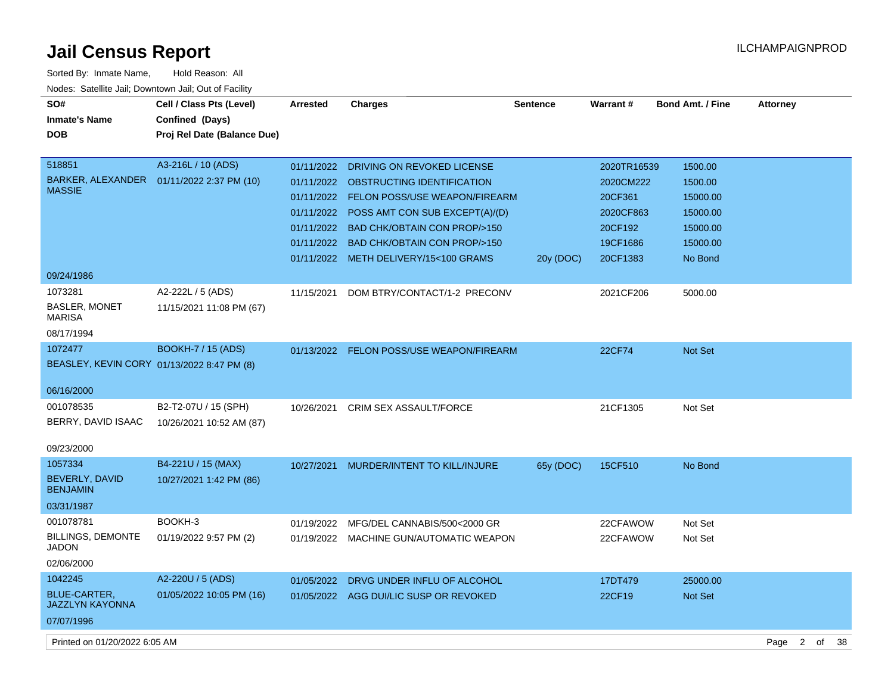# Jail Census Report

ILCHAMPAIGNPROD

Sorted By: Inmate Name, Hold Reason: All

Nodes: Satellite Jail; Downtown Jail; Out of Facility

| SO# / Inmate's Name / DOB | Cell / Class Pts (Level) / Confined (Days) / Proj Rel Date (Balance Due) | Arrested | Charges | Sentence | Warrant # | Bond Amt. / Fine | Attorney |
|---|---|---|---|---|---|---|---|
| 518851 BARKER, ALEXANDER MASSIE 09/24/1986 | A3-216L / 10 (ADS) 01/11/2022 2:37 PM (10) | 01/11/2022 | DRIVING ON REVOKED LICENSE | | 2020TR16539 | 1500.00 | |
| | | 01/11/2022 | OBSTRUCTING IDENTIFICATION | | 2020CM222 | 1500.00 | |
| | | 01/11/2022 | FELON POSS/USE WEAPON/FIREARM | | 20CF361 | 15000.00 | |
| | | 01/11/2022 | POSS AMT CON SUB EXCEPT(A)/(D) | | 2020CF863 | 15000.00 | |
| | | 01/11/2022 | BAD CHK/OBTAIN CON PROP/>150 | | 20CF192 | 15000.00 | |
| | | 01/11/2022 | BAD CHK/OBTAIN CON PROP/>150 | | 19CF1686 | 15000.00 | |
| | | 01/11/2022 | METH DELIVERY/15<100 GRAMS | 20y (DOC) | 20CF1383 | No Bond | |
| 1073281 BASLER, MONET MARISA 08/17/1994 | A2-222L / 5 (ADS) 11/15/2021 11:08 PM (67) | 11/15/2021 | DOM BTRY/CONTACT/1-2 PRECONV | | 2021CF206 | 5000.00 | |
| 1072477 BEASLEY, KEVIN CORY 06/16/2000 | BOOKH-7 / 15 (ADS) 01/13/2022 8:47 PM (8) | 01/13/2022 | FELON POSS/USE WEAPON/FIREARM | | 22CF74 | Not Set | |
| 001078535 BERRY, DAVID ISAAC 09/23/2000 | B2-T2-07U / 15 (SPH) 10/26/2021 10:52 AM (87) | 10/26/2021 | CRIM SEX ASSAULT/FORCE | | 21CF1305 | Not Set | |
| 1057334 BEVERLY, DAVID BENJAMIN 03/31/1987 | B4-221U / 15 (MAX) 10/27/2021 1:42 PM (86) | 10/27/2021 | MURDER/INTENT TO KILL/INJURE | 65y (DOC) | 15CF510 | No Bond | |
| 001078781 BILLINGS, DEMONTE JADON 02/06/2000 | BOOKH-3 01/19/2022 9:57 PM (2) | 01/19/2022 | MFG/DEL CANNABIS/500<2000 GR | | 22CFAWOW | Not Set | |
| | | 01/19/2022 | MACHINE GUN/AUTOMATIC WEAPON | | 22CFAWOW | Not Set | |
| 1042245 BLUE-CARTER, JAZZLYN KAYONNA 07/07/1996 | A2-220U / 5 (ADS) 01/05/2022 10:05 PM (16) | 01/05/2022 | DRVG UNDER INFLU OF ALCOHOL | | 17DT479 | 25000.00 | |
| | | 01/05/2022 | AGG DUI/LIC SUSP OR REVOKED | | 22CF19 | Not Set | |

Printed on 01/20/2022 6:05 AM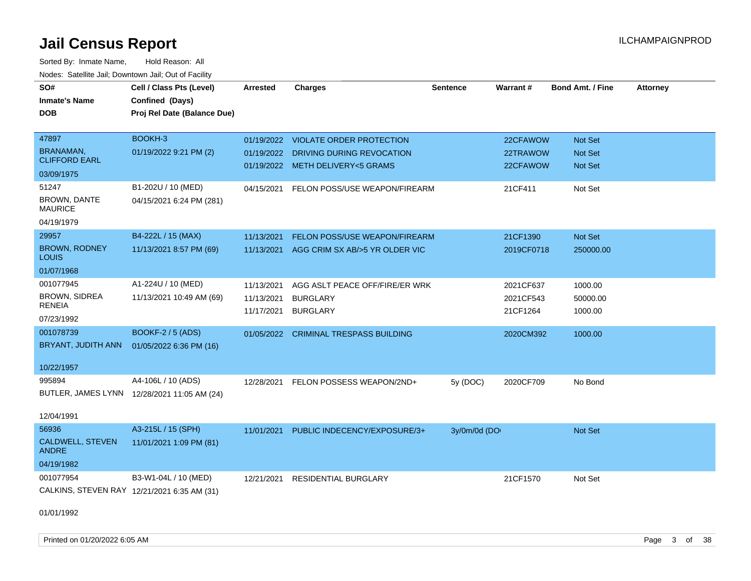# Jail Census Report

ILCHAMPAIGNPROD

Sorted By: Inmate Name, Hold Reason: All

Nodes: Satellite Jail; Downtown Jail; Out of Facility

| SO# / Inmate's Name / DOB | Cell / Class Pts (Level) / Confined (Days) / Proj Rel Date (Balance Due) | Arrested | Charges | Sentence | Warrant # | Bond Amt. / Fine | Attorney |
|---|---|---|---|---|---|---|---|
| 47897<br>BRANAMAN, CLIFFORD EARL<br>03/09/1975 | BOOKH-3<br>01/19/2022 9:21 PM (2) | 01/19/2022<br>01/19/2022<br>01/19/2022 | VIOLATE ORDER PROTECTION<br>DRIVING DURING REVOCATION<br>METH DELIVERY<5 GRAMS | | 22CFAWOW<br>22TRAWOW<br>22CFAWOW | Not Set<br>Not Set<br>Not Set | |
| 51247<br>BROWN, DANTE MAURICE<br>04/19/1979 | B1-202U / 10 (MED)<br>04/15/2021 6:24 PM (281) | 04/15/2021 | FELON POSS/USE WEAPON/FIREARM | | 21CF411 | Not Set | |
| 29957<br>BROWN, RODNEY LOUIS<br>01/07/1968 | B4-222L / 15 (MAX)<br>11/13/2021 8:57 PM (69) | 11/13/2021<br>11/13/2021 | FELON POSS/USE WEAPON/FIREARM<br>AGG CRIM SX AB/>5 YR OLDER VIC | | 21CF1390<br>2019CF0718 | Not Set<br>250000.00 | |
| 001077945<br>BROWN, SIDREA RENEIA<br>07/23/1992 | A1-224U / 10 (MED)<br>11/13/2021 10:49 AM (69) | 11/13/2021<br>11/13/2021<br>11/17/2021 | AGG ASLT PEACE OFF/FIRE/ER WRK<br>BURGLARY<br>BURGLARY | | 2021CF637<br>2021CF543<br>21CF1264 | 1000.00<br>50000.00<br>1000.00 | |
| 001078739<br>BRYANT, JUDITH ANN<br>10/22/1957 | BOOKF-2 / 5 (ADS)<br>01/05/2022 6:36 PM (16) | 01/05/2022 | CRIMINAL TRESPASS BUILDING | | 2020CM392 | 1000.00 | |
| 995894<br>BUTLER, JAMES LYNN<br>12/04/1991 | A4-106L / 10 (ADS)<br>12/28/2021 11:05 AM (24) | 12/28/2021 | FELON POSSESS WEAPON/2ND+ | 5y (DOC) | 2020CF709 | No Bond | |
| 56936<br>CALDWELL, STEVEN ANDRE<br>04/19/1982 | A3-215L / 15 (SPH)<br>11/01/2021 1:09 PM (81) | 11/01/2021 | PUBLIC INDECENCY/EXPOSURE/3+ | 3y/0m/0d (DO | | Not Set | |
| 001077954<br>CALKINS, STEVEN RAY<br>01/01/1992 | B3-W1-04L / 10 (MED)<br>12/21/2021 6:35 AM (31) | 12/21/2021 | RESIDENTIAL BURGLARY | | 21CF1570 | Not Set | |

Printed on 01/20/2022 6:05 AM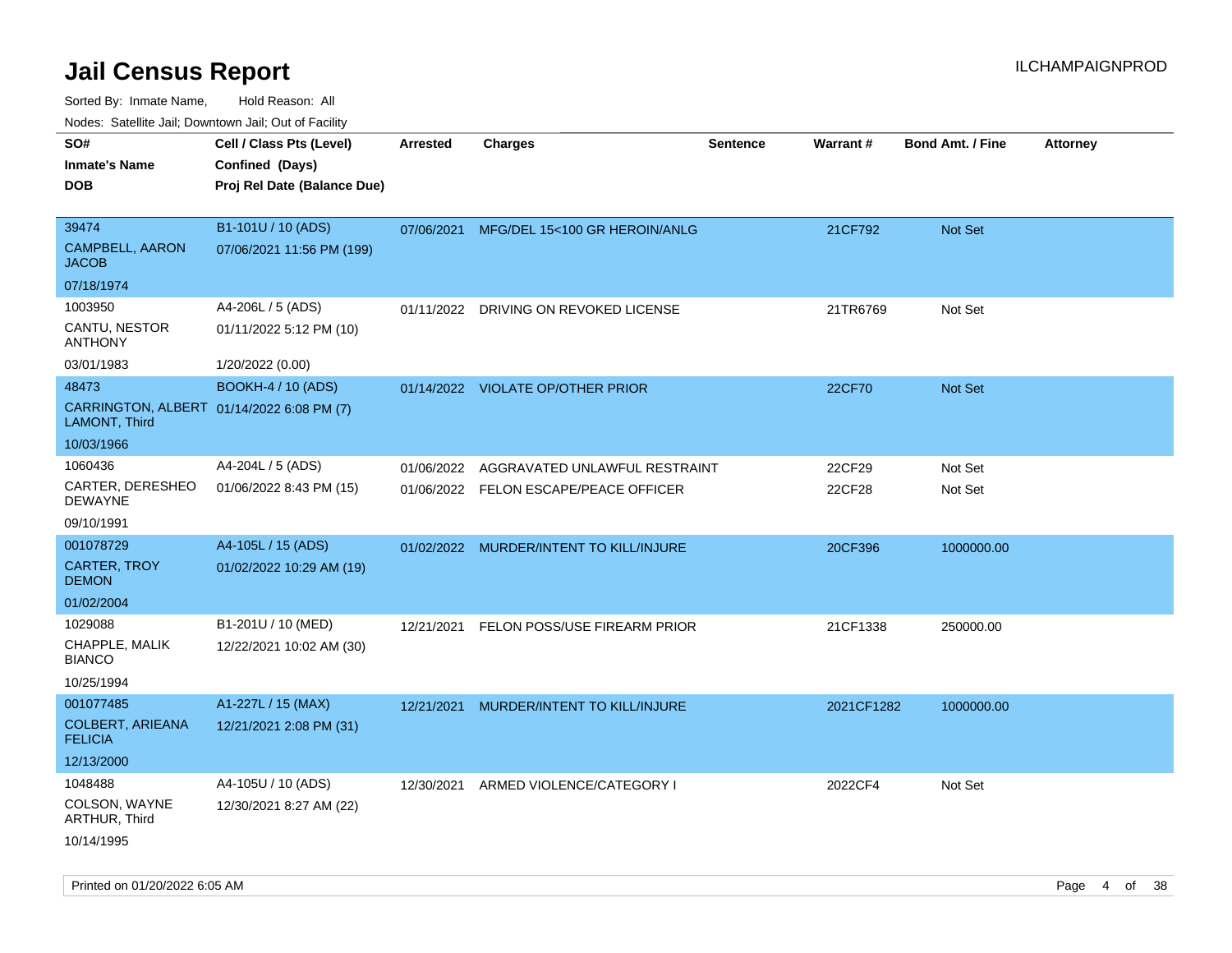# Jail Census Report

Sorted By: Inmate Name, Hold Reason: All

Nodes: Satellite Jail; Downtown Jail; Out of Facility

| SO# / Inmate's Name / DOB | Cell / Class Pts (Level) / Confined (Days) / Proj Rel Date (Balance Due) | Arrested | Charges | Sentence | Warrant # | Bond Amt. / Fine | Attorney |
|---|---|---|---|---|---|---|---|
| 39474<br>CAMPBELL, AARON JACOB<br>07/18/1974 | B1-101U / 10 (ADS)<br>07/06/2021 11:56 PM (199) | 07/06/2021 | MFG/DEL 15<100 GR HEROIN/ANLG | | 21CF792 | Not Set | |
| 1003950<br>CANTU, NESTOR ANTHONY<br>03/01/1983 | A4-206L / 5 (ADS)<br>01/11/2022 5:12 PM (10)<br>1/20/2022 (0.00) | 01/11/2022 | DRIVING ON REVOKED LICENSE | | 21TR6769 | Not Set | |
| 48473<br>CARRINGTON, ALBERT LAMONT, Third<br>10/03/1966 | BOOKH-4 / 10 (ADS)<br>01/14/2022 6:08 PM (7) | 01/14/2022 | VIOLATE OP/OTHER PRIOR | | 22CF70 | Not Set | |
| 1060436<br>CARTER, DERESHEO DEWAYNE<br>09/10/1991 | A4-204L / 5 (ADS)<br>01/06/2022 8:43 PM (15) | 01/06/2022<br>01/06/2022 | AGGRAVATED UNLAWFUL RESTRAINT<br>FELON ESCAPE/PEACE OFFICER | | 22CF29<br>22CF28 | Not Set<br>Not Set | |
| 001078729<br>CARTER, TROY DEMON<br>01/02/2004 | A4-105L / 15 (ADS)<br>01/02/2022 10:29 AM (19) | 01/02/2022 | MURDER/INTENT TO KILL/INJURE | | 20CF396 | 1000000.00 | |
| 1029088<br>CHAPPLE, MALIK BIANCO<br>10/25/1994 | B1-201U / 10 (MED)<br>12/22/2021 10:02 AM (30) | 12/21/2021 | FELON POSS/USE FIREARM PRIOR | | 21CF1338 | 250000.00 | |
| 001077485<br>COLBERT, ARIEANA FELICIA<br>12/13/2000 | A1-227L / 15 (MAX)<br>12/21/2021 2:08 PM (31) | 12/21/2021 | MURDER/INTENT TO KILL/INJURE | | 2021CF1282 | 1000000.00 | |
| 1048488<br>COLSON, WAYNE ARTHUR, Third<br>10/14/1995 | A4-105U / 10 (ADS)<br>12/30/2021 8:27 AM (22) | 12/30/2021 | ARMED VIOLENCE/CATEGORY I | | 2022CF4 | Not Set | |

Printed on 01/20/2022 6:05 AM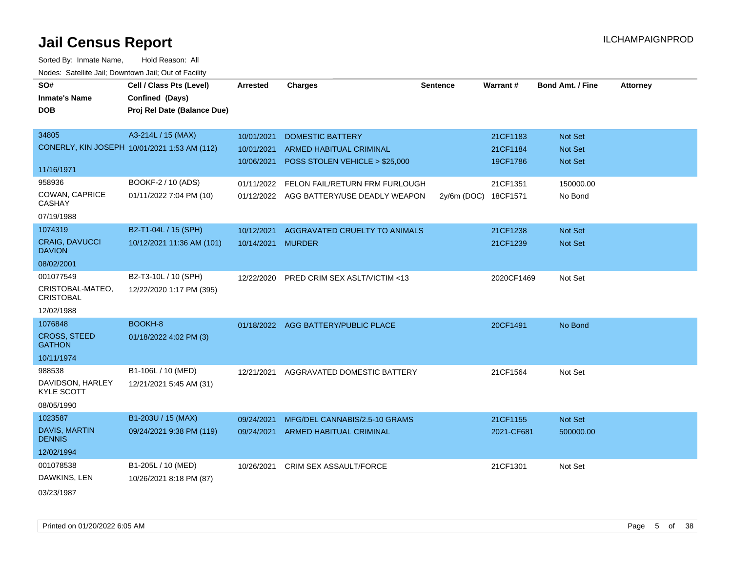# Jail Census Report

ILCHAMPAIGNPROD

Sorted By: Inmate Name, Hold Reason: All

Nodes: Satellite Jail; Downtown Jail; Out of Facility

| SO# / Inmate's Name / DOB | Cell / Class Pts (Level) / Confined (Days) / Proj Rel Date (Balance Due) | Arrested | Charges | Sentence | Warrant # | Bond Amt. / Fine | Attorney |
|---|---|---|---|---|---|---|---|
| 34805<br>CONERLY, KIN JOSEPH<br>11/16/1971 | A3-214L / 15 (MAX)<br>10/01/2021 1:53 AM (112) | 10/01/2021 | DOMESTIC BATTERY | | 21CF1183 | Not Set | |
| | | 10/01/2021 | ARMED HABITUAL CRIMINAL | | 21CF1184 | Not Set | |
| | | 10/06/2021 | POSS STOLEN VEHICLE > $25,000 | | 19CF1786 | Not Set | |
| 958936<br>COWAN, CAPRICE CASHAY<br>07/19/1988 | BOOKF-2 / 10 (ADS)<br>01/11/2022 7:04 PM (10) | 01/11/2022 | FELON FAIL/RETURN FRM FURLOUGH | | 21CF1351 | 150000.00 | |
| | | 01/12/2022 | AGG BATTERY/USE DEADLY WEAPON | 2y/6m (DOC) | 18CF1571 | No Bond | |
| 1074319<br>CRAIG, DAVUCCI DAVION<br>08/02/2001 | B2-T1-04L / 15 (SPH)<br>10/12/2021 11:36 AM (101) | 10/12/2021 | AGGRAVATED CRUELTY TO ANIMALS | | 21CF1238 | Not Set | |
| | | 10/14/2021 | MURDER | | 21CF1239 | Not Set | |
| 001077549<br>CRISTOBAL-MATEO, CRISTOBAL<br>12/02/1988 | B2-T3-10L / 10 (SPH)<br>12/22/2020 1:17 PM (395) | 12/22/2020 | PRED CRIM SEX ASLT/VICTIM <13 | | 2020CF1469 | Not Set | |
| 1076848<br>CROSS, STEED GATHON<br>10/11/1974 | BOOKH-8<br>01/18/2022 4:02 PM (3) | 01/18/2022 | AGG BATTERY/PUBLIC PLACE | | 20CF1491 | No Bond | |
| 988538<br>DAVIDSON, HARLEY KYLE SCOTT<br>08/05/1990 | B1-106L / 10 (MED)<br>12/21/2021 5:45 AM (31) | 12/21/2021 | AGGRAVATED DOMESTIC BATTERY | | 21CF1564 | Not Set | |
| 1023587<br>DAVIS, MARTIN DENNIS<br>12/02/1994 | B1-203U / 15 (MAX)<br>09/24/2021 9:38 PM (119) | 09/24/2021 | MFG/DEL CANNABIS/2.5-10 GRAMS | | 21CF1155 | Not Set | |
| | | 09/24/2021 | ARMED HABITUAL CRIMINAL | | 2021-CF681 | 500000.00 | |
| 001078538<br>DAWKINS, LEN<br>03/23/1987 | B1-205L / 10 (MED)<br>10/26/2021 8:18 PM (87) | 10/26/2021 | CRIM SEX ASSAULT/FORCE | | 21CF1301 | Not Set | |

Printed on 01/20/2022 6:05 AM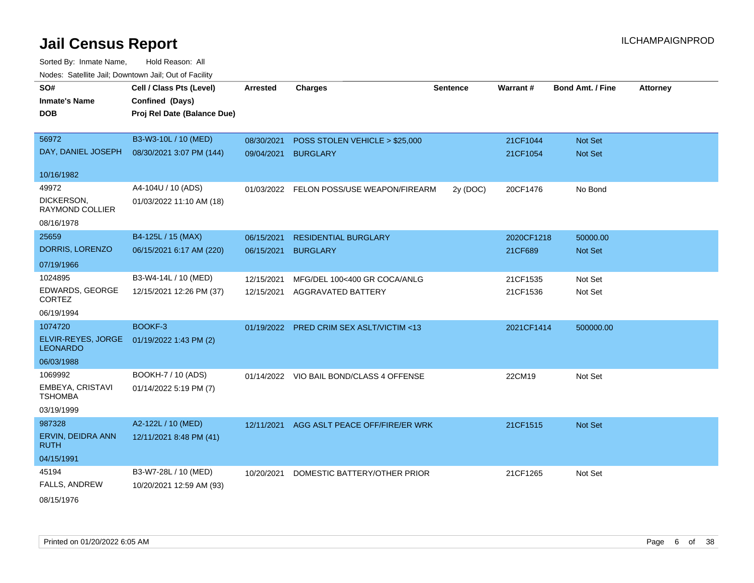# Jail Census Report

ILCHAMPAIGNPROD

Sorted By: Inmate Name, Hold Reason: All

Nodes: Satellite Jail; Downtown Jail; Out of Facility

| SO# / Inmate's Name / DOB | Cell / Class Pts (Level) / Confined (Days) / Proj Rel Date (Balance Due) | Arrested | Charges | Sentence | Warrant # | Bond Amt. / Fine | Attorney |
|---|---|---|---|---|---|---|---|
| 56972<br>DAY, DANIEL JOSEPH<br>10/16/1982 | B3-W3-10L / 10 (MED)<br>08/30/2021 3:07 PM (144) | 08/30/2021<br>09/04/2021 | POSS STOLEN VEHICLE > $25,000<br>BURGLARY | | 21CF1044<br>21CF1054 | Not Set<br>Not Set | |
| 49972<br>DICKERSON, RAYMOND COLLIER<br>08/16/1978 | A4-104U / 10 (ADS)<br>01/03/2022 11:10 AM (18) | 01/03/2022 | FELON POSS/USE WEAPON/FIREARM | 2y (DOC) | 20CF1476 | No Bond | |
| 25659<br>DORRIS, LORENZO<br>07/19/1966 | B4-125L / 15 (MAX)<br>06/15/2021 6:17 AM (220) | 06/15/2021<br>06/15/2021 | RESIDENTIAL BURGLARY<br>BURGLARY | | 2020CF1218<br>21CF689 | 50000.00<br>Not Set | |
| 1024895<br>EDWARDS, GEORGE CORTEZ<br>06/19/1994 | B3-W4-14L / 10 (MED)<br>12/15/2021 12:26 PM (37) | 12/15/2021<br>12/15/2021 | MFG/DEL 100<400 GR COCA/ANLG<br>AGGRAVATED BATTERY | | 21CF1535<br>21CF1536 | Not Set<br>Not Set | |
| 1074720<br>ELVIR-REYES, JORGE LEONARDO<br>06/03/1988 | BOOKF-3<br>01/19/2022 1:43 PM (2) | 01/19/2022 | PRED CRIM SEX ASLT/VICTIM <13 | | 2021CF1414 | 500000.00 | |
| 1069992<br>EMBEYA, CRISTAVI TSHOMBA<br>03/19/1999 | BOOKH-7 / 10 (ADS)<br>01/14/2022 5:19 PM (7) | 01/14/2022 | VIO BAIL BOND/CLASS 4 OFFENSE | | 22CM19 | Not Set | |
| 987328<br>ERVIN, DEIDRA ANN RUTH<br>04/15/1991 | A2-122L / 10 (MED)<br>12/11/2021 8:48 PM (41) | 12/11/2021 | AGG ASLT PEACE OFF/FIRE/ER WRK | | 21CF1515 | Not Set | |
| 45194<br>FALLS, ANDREW<br>08/15/1976 | B3-W7-28L / 10 (MED)<br>10/20/2021 12:59 AM (93) | 10/20/2021 | DOMESTIC BATTERY/OTHER PRIOR | | 21CF1265 | Not Set | |

Printed on 01/20/2022 6:05 AM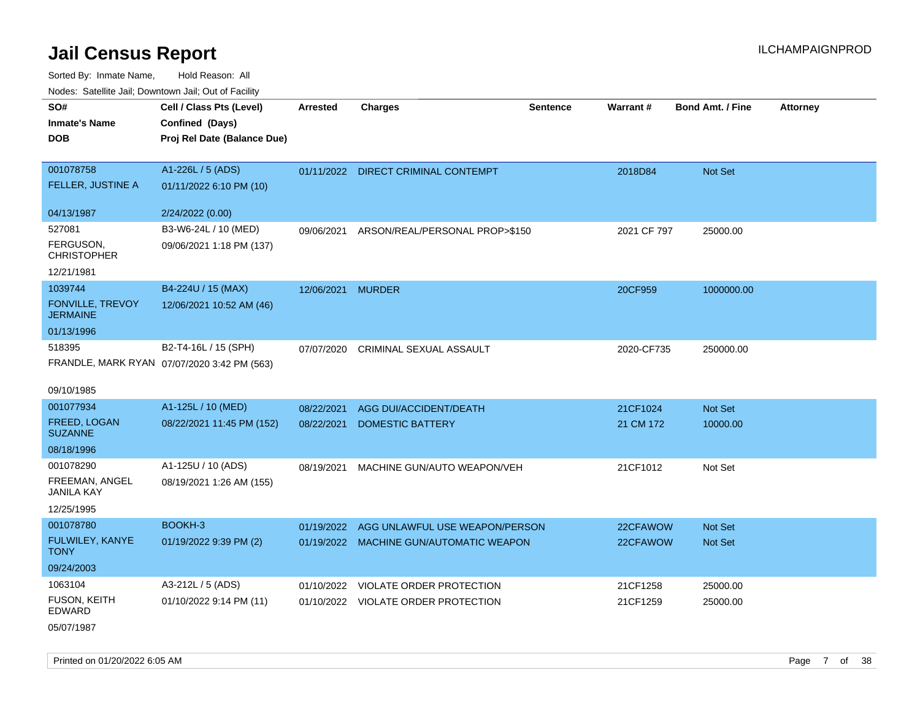# Jail Census Report

ILCHAMPAIGNPROD

Sorted By: Inmate Name, Hold Reason: All

Nodes: Satellite Jail; Downtown Jail; Out of Facility

| SO#<br>Inmate's Name<br>DOB | Cell / Class Pts (Level)<br>Confined (Days)<br>Proj Rel Date (Balance Due) | Arrested | Charges | Sentence | Warrant # | Bond Amt. / Fine | Attorney |
|---|---|---|---|---|---|---|---|
| 001078758<br>FELLER, JUSTINE A<br>04/13/1987 | A1-226L / 5 (ADS)<br>01/11/2022 6:10 PM (10)<br>2/24/2022 (0.00) | 01/11/2022 | DIRECT CRIMINAL CONTEMPT | | 2018D84 | Not Set | |
| 527081<br>FERGUSON, CHRISTOPHER<br>12/21/1981 | B3-W6-24L / 10 (MED)<br>09/06/2021 1:18 PM (137) | 09/06/2021 | ARSON/REAL/PERSONAL PROP>$150 | | 2021 CF 797 | 25000.00 | |
| 1039744<br>FONVILLE, TREVOY JERMAINE<br>01/13/1996 | B4-224U / 15 (MAX)<br>12/06/2021 10:52 AM (46) | 12/06/2021 | MURDER | | 20CF959 | 1000000.00 | |
| 518395<br>FRANDLE, MARK RYAN<br>09/10/1985 | B2-T4-16L / 15 (SPH)<br>07/07/2020 3:42 PM (563) | 07/07/2020 | CRIMINAL SEXUAL ASSAULT | | 2020-CF735 | 250000.00 | |
| 001077934<br>FREED, LOGAN SUZANNE<br>08/18/1996 | A1-125L / 10 (MED)<br>08/22/2021 11:45 PM (152) | 08/22/2021<br>08/22/2021 | AGG DUI/ACCIDENT/DEATH<br>DOMESTIC BATTERY | | 21CF1024<br>21 CM 172 | Not Set<br>10000.00 | |
| 001078290<br>FREEMAN, ANGEL JANILA KAY<br>12/25/1995 | A1-125U / 10 (ADS)<br>08/19/2021 1:26 AM (155) | 08/19/2021 | MACHINE GUN/AUTO WEAPON/VEH | | 21CF1012 | Not Set | |
| 001078780<br>FULWILEY, KANYE TONY<br>09/24/2003 | BOOKH-3<br>01/19/2022 9:39 PM (2) | 01/19/2022<br>01/19/2022 | AGG UNLAWFUL USE WEAPON/PERSON<br>MACHINE GUN/AUTOMATIC WEAPON | | 22CFAWOW<br>22CFAWOW | Not Set<br>Not Set | |
| 1063104<br>FUSON, KEITH EDWARD<br>05/07/1987 | A3-212L / 5 (ADS)<br>01/10/2022 9:14 PM (11) | 01/10/2022<br>01/10/2022 | VIOLATE ORDER PROTECTION<br>VIOLATE ORDER PROTECTION | | 21CF1258<br>21CF1259 | 25000.00<br>25000.00 | |

Printed on 01/20/2022 6:05 AM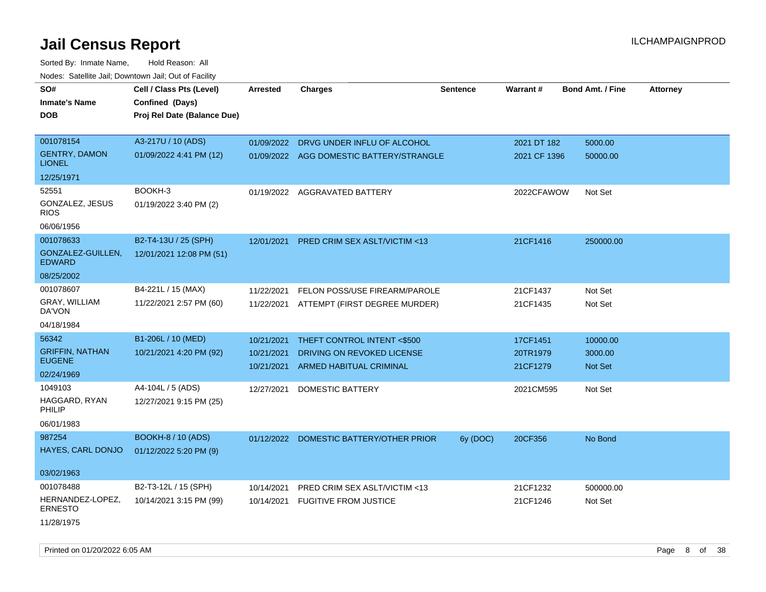# Jail Census Report

ILCHAMPAIGNPROD

Sorted By: Inmate Name, Hold Reason: All

Nodes: Satellite Jail; Downtown Jail; Out of Facility

| SO# / Inmate's Name / DOB | Cell / Class Pts (Level) / Confined (Days) / Proj Rel Date (Balance Due) | Arrested | Charges | Sentence | Warrant # | Bond Amt. / Fine | Attorney |
|---|---|---|---|---|---|---|---|
| 001078154<br>GENTRY, DAMON LIONEL<br>12/25/1971 | A3-217U / 10 (ADS)<br>01/09/2022 4:41 PM (12) | 01/09/2022<br>01/09/2022 | DRVG UNDER INFLU OF ALCOHOL<br>AGG DOMESTIC BATTERY/STRANGLE | | 2021 DT 182<br>2021 CF 1396 | 5000.00<br>50000.00 | |
| 52551<br>GONZALEZ, JESUS RIOS<br>06/06/1956 | BOOKH-3<br>01/19/2022 3:40 PM (2) | 01/19/2022 | AGGRAVATED BATTERY | | 2022CFAWOW | Not Set | |
| 001078633<br>GONZALEZ-GUILLEN, EDWARD<br>08/25/2002 | B2-T4-13U / 25 (SPH)<br>12/01/2021 12:08 PM (51) | 12/01/2021 | PRED CRIM SEX ASLT/VICTIM <13 | | 21CF1416 | 250000.00 | |
| 001078607<br>GRAY, WILLIAM DA'VON<br>04/18/1984 | B4-221L / 15 (MAX)<br>11/22/2021 2:57 PM (60) | 11/22/2021<br>11/22/2021 | FELON POSS/USE FIREARM/PAROLE<br>ATTEMPT (FIRST DEGREE MURDER) | | 21CF1437<br>21CF1435 | Not Set<br>Not Set | |
| 56342<br>GRIFFIN, NATHAN EUGENE<br>02/24/1969 | B1-206L / 10 (MED)<br>10/21/2021 4:20 PM (92) | 10/21/2021<br>10/21/2021<br>10/21/2021 | THEFT CONTROL INTENT <$500<br>DRIVING ON REVOKED LICENSE<br>ARMED HABITUAL CRIMINAL | | 17CF1451<br>20TR1979<br>21CF1279 | 10000.00<br>3000.00<br>Not Set | |
| 1049103<br>HAGGARD, RYAN PHILIP<br>06/01/1983 | A4-104L / 5 (ADS)<br>12/27/2021 9:15 PM (25) | 12/27/2021 | DOMESTIC BATTERY | | 2021CM595 | Not Set | |
| 987254<br>HAYES, CARL DONJO<br>03/02/1963 | BOOKH-8 / 10 (ADS)<br>01/12/2022 5:20 PM (9) | 01/12/2022 | DOMESTIC BATTERY/OTHER PRIOR | 6y (DOC) | 20CF356 | No Bond | |
| 001078488<br>HERNANDEZ-LOPEZ, ERNESTO<br>11/28/1975 | B2-T3-12L / 15 (SPH)<br>10/14/2021 3:15 PM (99) | 10/14/2021<br>10/14/2021 | PRED CRIM SEX ASLT/VICTIM <13<br>FUGITIVE FROM JUSTICE | | 21CF1232<br>21CF1246 | 500000.00<br>Not Set | |

Printed on 01/20/2022 6:05 AM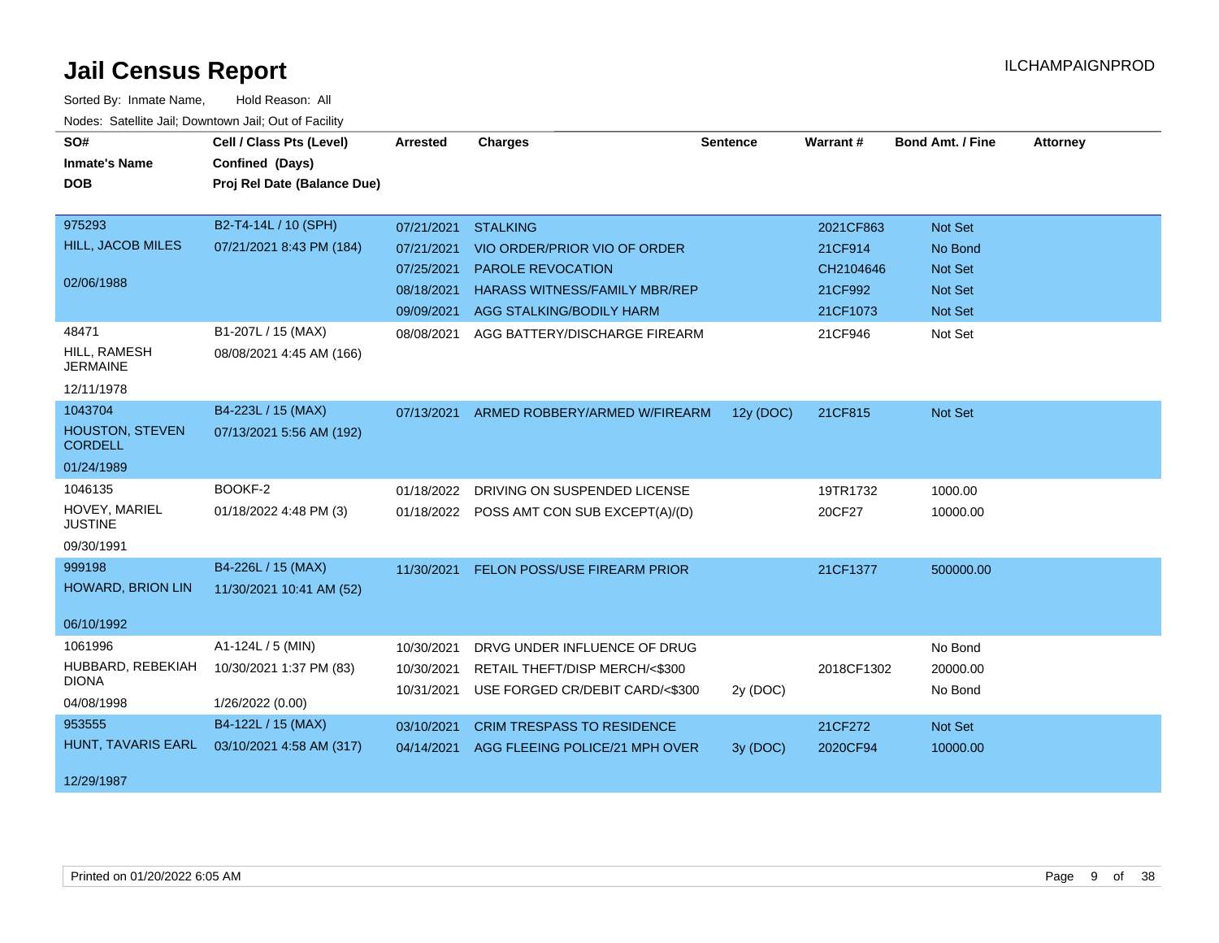# Jail Census Report

ILCHAMPAIGNPROD

Sorted By: Inmate Name, Hold Reason: All

Nodes: Satellite Jail; Downtown Jail; Out of Facility

| SO# / Inmate's Name / DOB | Cell / Class Pts (Level) / Confined (Days) / Proj Rel Date (Balance Due) | Arrested | Charges | Sentence | Warrant # | Bond Amt. / Fine | Attorney |
|---|---|---|---|---|---|---|---|
| 975293 HILL, JACOB MILES 02/06/1988 | B2-T4-14L / 10 (SPH) 07/21/2021 8:43 PM (184) | 07/21/2021 | STALKING | | 2021CF863 | Not Set | |
| | | 07/21/2021 | VIO ORDER/PRIOR VIO OF ORDER | | 21CF914 | No Bond | |
| | | 07/25/2021 | PAROLE REVOCATION | | CH2104646 | Not Set | |
| | | 08/18/2021 | HARASS WITNESS/FAMILY MBR/REP | | 21CF992 | Not Set | |
| | | 09/09/2021 | AGG STALKING/BODILY HARM | | 21CF1073 | Not Set | |
| 48471 HILL, RAMESH JERMAINE 12/11/1978 | B1-207L / 15 (MAX) 08/08/2021 4:45 AM (166) | 08/08/2021 | AGG BATTERY/DISCHARGE FIREARM | | 21CF946 | Not Set | |
| 1043704 HOUSTON, STEVEN CORDELL 01/24/1989 | B4-223L / 15 (MAX) 07/13/2021 5:56 AM (192) | 07/13/2021 | ARMED ROBBERY/ARMED W/FIREARM | 12y (DOC) | 21CF815 | Not Set | |
| 1046135 HOVEY, MARIEL JUSTINE 09/30/1991 | BOOKF-2 01/18/2022 4:48 PM (3) | 01/18/2022 | DRIVING ON SUSPENDED LICENSE | | 19TR1732 | 1000.00 | |
| | | 01/18/2022 | POSS AMT CON SUB EXCEPT(A)/(D) | | 20CF27 | 10000.00 | |
| 999198 HOWARD, BRION LIN 06/10/1992 | B4-226L / 15 (MAX) 11/30/2021 10:41 AM (52) | 11/30/2021 | FELON POSS/USE FIREARM PRIOR | | 21CF1377 | 500000.00 | |
| 1061996 HUBBARD, REBEKIAH DIONA 04/08/1998 | A1-124L / 5 (MIN) 10/30/2021 1:37 PM (83) 1/26/2022 (0.00) | 10/30/2021 | DRVG UNDER INFLUENCE OF DRUG | | | No Bond | |
| | | 10/30/2021 | RETAIL THEFT/DISP MERCH/<$300 | | 2018CF1302 | 20000.00 | |
| | | 10/31/2021 | USE FORGED CR/DEBIT CARD/<$300 | 2y (DOC) | | No Bond | |
| 953555 HUNT, TAVARIS EARL 12/29/1987 | B4-122L / 15 (MAX) 03/10/2021 4:58 AM (317) | 03/10/2021 | CRIM TRESPASS TO RESIDENCE | | 21CF272 | Not Set | |
| | | 04/14/2021 | AGG FLEEING POLICE/21 MPH OVER | 3y (DOC) | 2020CF94 | 10000.00 | |

Printed on 01/20/2022 6:05 AM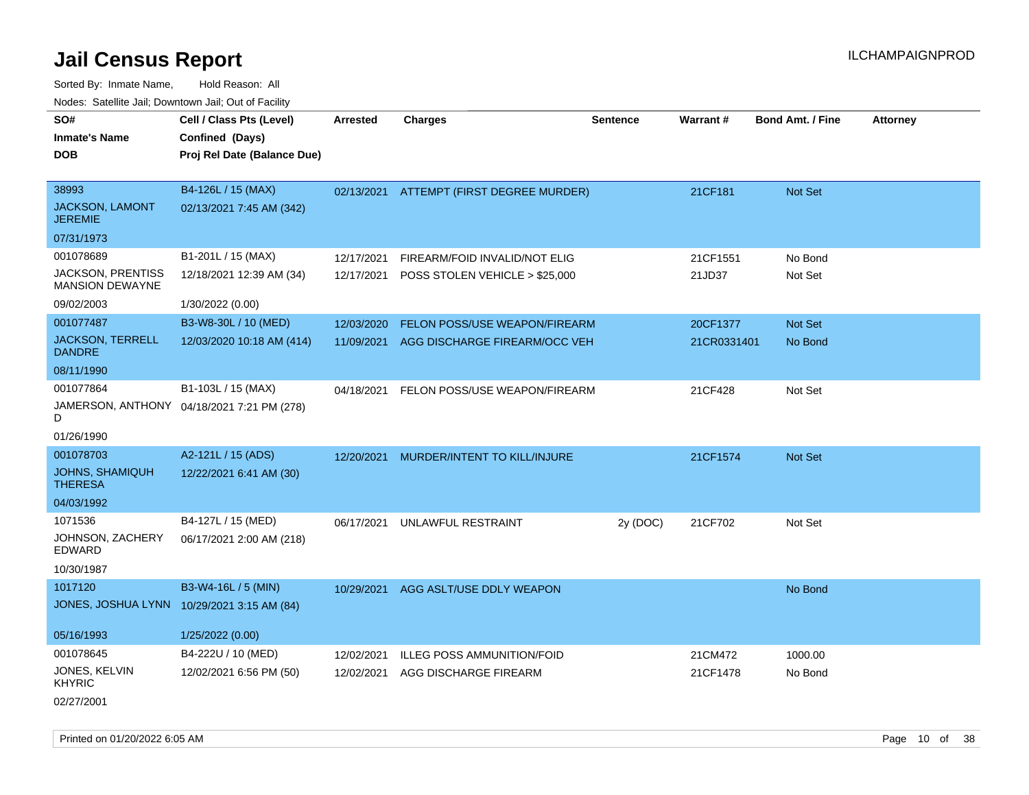# Jail Census Report

ILCHAMPAIGNPROD

Sorted By: Inmate Name, Hold Reason: All

Nodes: Satellite Jail; Downtown Jail; Out of Facility

| SO# / Inmate's Name / DOB | Cell / Class Pts (Level) / Confined (Days) / Proj Rel Date (Balance Due) | Arrested | Charges | Sentence | Warrant # | Bond Amt. / Fine | Attorney |
|---|---|---|---|---|---|---|---|
| 38993 JACKSON, LAMONT JEREMIE 07/31/1973 | B4-126L / 15 (MAX) 02/13/2021 7:45 AM (342) | 02/13/2021 | ATTEMPT (FIRST DEGREE MURDER) | | 21CF181 | Not Set | |
| 001078689 JACKSON, PRENTISS MANSION DEWAYNE 09/02/2003 | B1-201L / 15 (MAX) 12/18/2021 12:39 AM (34) 1/30/2022 (0.00) | 12/17/2021 | FIREARM/FOID INVALID/NOT ELIG | | 21CF1551 | No Bond | |
| | | 12/17/2021 | POSS STOLEN VEHICLE > $25,000 | | 21JD37 | Not Set | |
| 001077487 JACKSON, TERRELL DANDRE 08/11/1990 | B3-W8-30L / 10 (MED) 12/03/2020 10:18 AM (414) | 12/03/2020 | FELON POSS/USE WEAPON/FIREARM | | 20CF1377 | Not Set | |
| | | 11/09/2021 | AGG DISCHARGE FIREARM/OCC VEH | | 21CR0331401 | No Bond | |
| 001077864 JAMERSON, ANTHONY D 01/26/1990 | B1-103L / 15 (MAX) 04/18/2021 7:21 PM (278) | 04/18/2021 | FELON POSS/USE WEAPON/FIREARM | | 21CF428 | Not Set | |
| 001078703 JOHNS, SHAMIQUH THERESA 04/03/1992 | A2-121L / 15 (ADS) 12/22/2021 6:41 AM (30) | 12/20/2021 | MURDER/INTENT TO KILL/INJURE | | 21CF1574 | Not Set | |
| 1071536 JOHNSON, ZACHERY EDWARD 10/30/1987 | B4-127L / 15 (MED) 06/17/2021 2:00 AM (218) | 06/17/2021 | UNLAWFUL RESTRAINT | 2y (DOC) | 21CF702 | Not Set | |
| 1017120 JONES, JOSHUA LYNN 05/16/1993 | B3-W4-16L / 5 (MIN) 10/29/2021 3:15 AM (84) 1/25/2022 (0.00) | 10/29/2021 | AGG ASLT/USE DDLY WEAPON | | | No Bond | |
| 001078645 JONES, KELVIN KHYRIC 02/27/2001 | B4-222U / 10 (MED) 12/02/2021 6:56 PM (50) | 12/02/2021 | ILLEG POSS AMMUNITION/FOID | | 21CM472 | 1000.00 | |
| | | 12/02/2021 | AGG DISCHARGE FIREARM | | 21CF1478 | No Bond | |

Printed on 01/20/2022 6:05 AM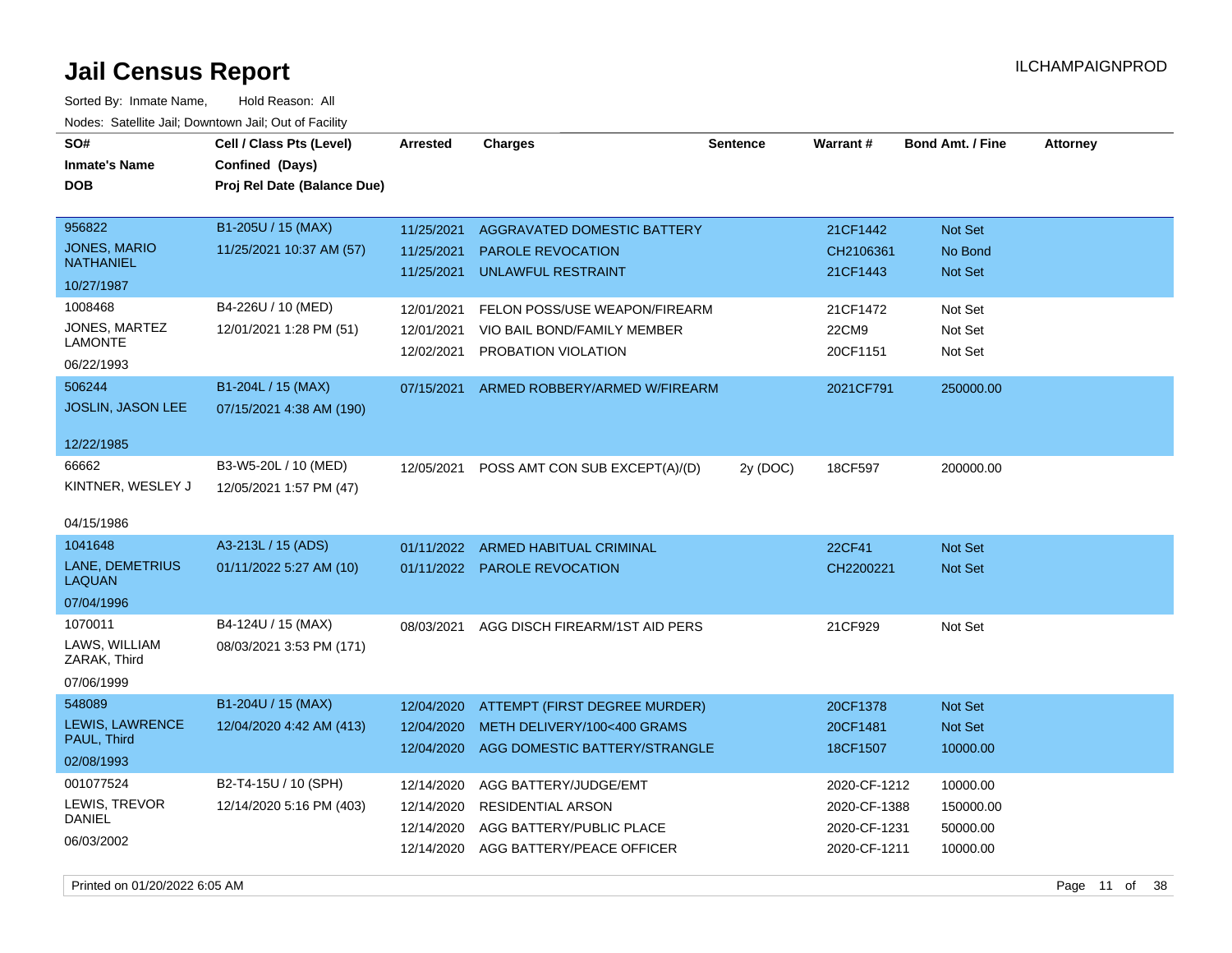# Jail Census Report

Sorted By: Inmate Name, Hold Reason: All

Nodes: Satellite Jail; Downtown Jail; Out of Facility

| SO# / Inmate's Name / DOB | Cell / Class Pts (Level) / Confined (Days) / Proj Rel Date (Balance Due) | Arrested | Charges | Sentence | Warrant # | Bond Amt. / Fine | Attorney |
|---|---|---|---|---|---|---|---|
| 956822<br>JONES, MARIO NATHANIEL<br>10/27/1987 | B1-205U / 15 (MAX)<br>11/25/2021 10:37 AM (57) | 11/25/2021<br>11/25/2021<br>11/25/2021 | AGGRAVATED DOMESTIC BATTERY<br>PAROLE REVOCATION<br>UNLAWFUL RESTRAINT | | 21CF1442<br>CH2106361<br>21CF1443 | Not Set<br>No Bond<br>Not Set | |
| 1008468<br>JONES, MARTEZ LAMONTE<br>06/22/1993 | B4-226U / 10 (MED)<br>12/01/2021 1:28 PM (51) | 12/01/2021<br>12/01/2021<br>12/02/2021 | FELON POSS/USE WEAPON/FIREARM<br>VIO BAIL BOND/FAMILY MEMBER<br>PROBATION VIOLATION | | 21CF1472<br>22CM9<br>20CF1151 | Not Set<br>Not Set<br>Not Set | |
| 506244<br>JOSLIN, JASON LEE<br>12/22/1985 | B1-204L / 15 (MAX)<br>07/15/2021 4:38 AM (190) | 07/15/2021 | ARMED ROBBERY/ARMED W/FIREARM | | 2021CF791 | 250000.00 | |
| 66662<br>KINTNER, WESLEY J<br>04/15/1986 | B3-W5-20L / 10 (MED)<br>12/05/2021 1:57 PM (47) | 12/05/2021 | POSS AMT CON SUB EXCEPT(A)/(D) | 2y (DOC) | 18CF597 | 200000.00 | |
| 1041648<br>LANE, DEMETRIUS LAQUAN<br>07/04/1996 | A3-213L / 15 (ADS)<br>01/11/2022 5:27 AM (10) | 01/11/2022<br>01/11/2022 | ARMED HABITUAL CRIMINAL<br>PAROLE REVOCATION | | 22CF41<br>CH2200221 | Not Set<br>Not Set | |
| 1070011<br>LAWS, WILLIAM ZARAK, Third<br>07/06/1999 | B4-124U / 15 (MAX)<br>08/03/2021 3:53 PM (171) | 08/03/2021 | AGG DISCH FIREARM/1ST AID PERS | | 21CF929 | Not Set | |
| 548089<br>LEWIS, LAWRENCE PAUL, Third<br>02/08/1993 | B1-204U / 15 (MAX)<br>12/04/2020 4:42 AM (413) | 12/04/2020<br>12/04/2020<br>12/04/2020 | ATTEMPT (FIRST DEGREE MURDER)<br>METH DELIVERY/100<400 GRAMS<br>AGG DOMESTIC BATTERY/STRANGLE | | 20CF1378<br>20CF1481<br>18CF1507 | Not Set<br>Not Set<br>10000.00 | |
| 001077524<br>LEWIS, TREVOR DANIEL<br>06/03/2002 | B2-T4-15U / 10 (SPH)<br>12/14/2020 5:16 PM (403) | 12/14/2020<br>12/14/2020<br>12/14/2020<br>12/14/2020 | AGG BATTERY/JUDGE/EMT<br>RESIDENTIAL ARSON<br>AGG BATTERY/PUBLIC PLACE<br>AGG BATTERY/PEACE OFFICER | | 2020-CF-1212<br>2020-CF-1388<br>2020-CF-1231<br>2020-CF-1211 | 10000.00<br>150000.00<br>50000.00<br>10000.00 | |

Printed on 01/20/2022 6:05 AM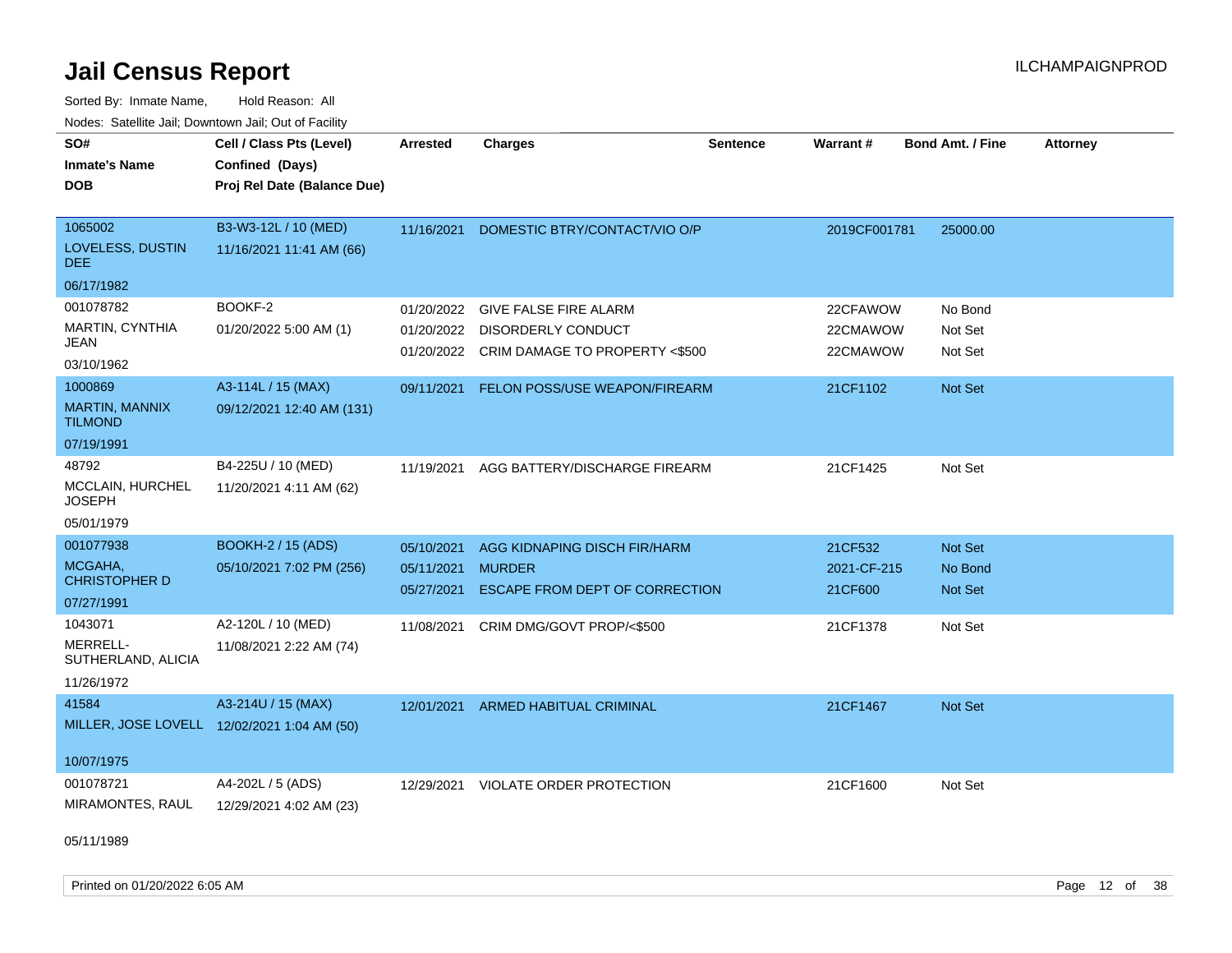# Jail Census Report

Sorted By: Inmate Name, Hold Reason: All

Nodes: Satellite Jail; Downtown Jail; Out of Facility

| SO# / Inmate's Name / DOB | Cell / Class Pts (Level) / Confined (Days) / Proj Rel Date (Balance Due) | Arrested | Charges | Sentence | Warrant # | Bond Amt. / Fine | Attorney |
|---|---|---|---|---|---|---|---|
| 1065002<br>LOVELESS, DUSTIN DEE<br>06/17/1982 | B3-W3-12L / 10 (MED)<br>11/16/2021 11:41 AM (66) | 11/16/2021 | DOMESTIC BTRY/CONTACT/VIO O/P | | 2019CF001781 | 25000.00 | |
| 001078782<br>MARTIN, CYNTHIA JEAN<br>03/10/1962 | BOOKF-2<br>01/20/2022 5:00 AM (1) | 01/20/2022<br>01/20/2022<br>01/20/2022 | GIVE FALSE FIRE ALARM<br>DISORDERLY CONDUCT<br>CRIM DAMAGE TO PROPERTY <$500 | | 22CFAWOW<br>22CMAWOW<br>22CMAWOW | No Bond<br>Not Set<br>Not Set | |
| 1000869<br>MARTIN, MANNIX TILMOND<br>07/19/1991 | A3-114L / 15 (MAX)<br>09/12/2021 12:40 AM (131) | 09/11/2021 | FELON POSS/USE WEAPON/FIREARM | | 21CF1102 | Not Set | |
| 48792<br>MCCLAIN, HURCHEL JOSEPH<br>05/01/1979 | B4-225U / 10 (MED)<br>11/20/2021 4:11 AM (62) | 11/19/2021 | AGG BATTERY/DISCHARGE FIREARM | | 21CF1425 | Not Set | |
| 001077938<br>MCGAHA, CHRISTOPHER D<br>07/27/1991 | BOOKH-2 / 15 (ADS)<br>05/10/2021 7:02 PM (256) | 05/10/2021<br>05/11/2021<br>05/27/2021 | AGG KIDNAPING DISCH FIR/HARM<br>MURDER<br>ESCAPE FROM DEPT OF CORRECTION | | 21CF532<br>2021-CF-215<br>21CF600 | Not Set<br>No Bond<br>Not Set | |
| 1043071<br>MERRELL-SUTHERLAND, ALICIA<br>11/26/1972 | A2-120L / 10 (MED)<br>11/08/2021 2:22 AM (74) | 11/08/2021 | CRIM DMG/GOVT PROP/<$500 | | 21CF1378 | Not Set | |
| 41584<br>MILLER, JOSE LOVELL<br>10/07/1975 | A3-214U / 15 (MAX)<br>12/02/2021 1:04 AM (50) | 12/01/2021 | ARMED HABITUAL CRIMINAL | | 21CF1467 | Not Set | |
| 001078721<br>MIRAMONTES, RAUL<br>05/11/1989 | A4-202L / 5 (ADS)<br>12/29/2021 4:02 AM (23) | 12/29/2021 | VIOLATE ORDER PROTECTION | | 21CF1600 | Not Set | |

Printed on 01/20/2022 6:05 AM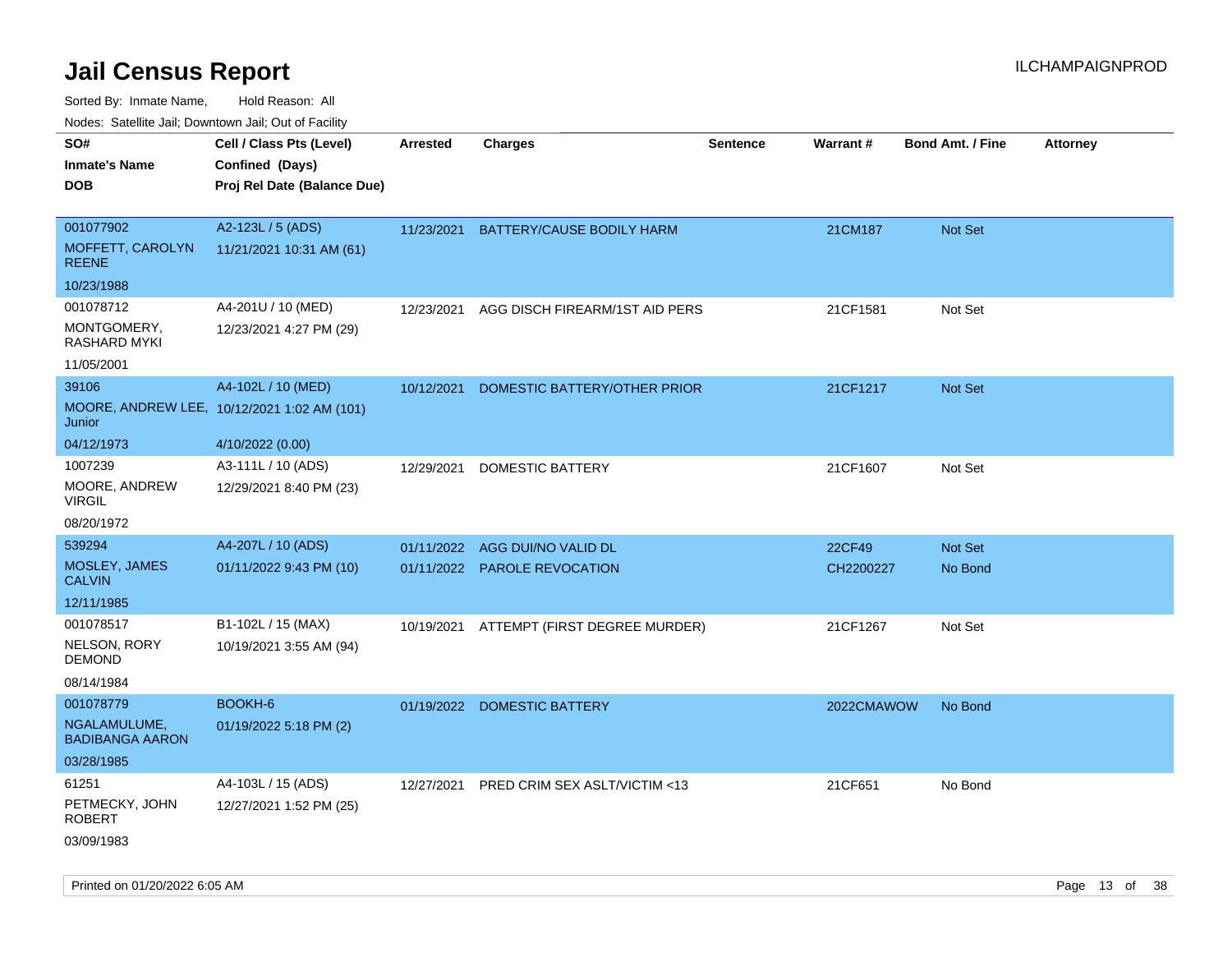# Jail Census Report

ILCHAMPAIGNPROD

Sorted By: Inmate Name, Hold Reason: All

Nodes: Satellite Jail; Downtown Jail; Out of Facility

| SO# / Inmate's Name / DOB | Cell / Class Pts (Level) / Confined (Days) / Proj Rel Date (Balance Due) | Arrested | Charges | Sentence | Warrant # | Bond Amt. / Fine | Attorney |
|---|---|---|---|---|---|---|---|
| 001077902 MOFFETT, CAROLYN REENE 10/23/1988 | A2-123L / 5 (ADS) 11/21/2021 10:31 AM (61) | 11/23/2021 | BATTERY/CAUSE BODILY HARM | | 21CM187 | Not Set | |
| 001078712 MONTGOMERY, RASHARD MYKI 11/05/2001 | A4-201U / 10 (MED) 12/23/2021 4:27 PM (29) | 12/23/2021 | AGG DISCH FIREARM/1ST AID PERS | | 21CF1581 | Not Set | |
| 39106 MOORE, ANDREW LEE, Junior 04/12/1973 | A4-102L / 10 (MED) 10/12/2021 1:02 AM (101) 4/10/2022 (0.00) | 10/12/2021 | DOMESTIC BATTERY/OTHER PRIOR | | 21CF1217 | Not Set | |
| 1007239 MOORE, ANDREW VIRGIL 08/20/1972 | A3-111L / 10 (ADS) 12/29/2021 8:40 PM (23) | 12/29/2021 | DOMESTIC BATTERY | | 21CF1607 | Not Set | |
| 539294 MOSLEY, JAMES CALVIN 12/11/1985 | A4-207L / 10 (ADS) 01/11/2022 9:43 PM (10) | 01/11/2022 | AGG DUI/NO VALID DL | | 22CF49 | Not Set | |
| | | 01/11/2022 | PAROLE REVOCATION | | CH2200227 | No Bond | |
| 001078517 NELSON, RORY DEMOND 08/14/1984 | B1-102L / 15 (MAX) 10/19/2021 3:55 AM (94) | 10/19/2021 | ATTEMPT (FIRST DEGREE MURDER) | | 21CF1267 | Not Set | |
| 001078779 NGALAMULUME, BADIBANGA AARON 03/28/1985 | BOOKH-6 01/19/2022 5:18 PM (2) | 01/19/2022 | DOMESTIC BATTERY | | 2022CMAWOW | No Bond | |
| 61251 PETMECKY, JOHN ROBERT 03/09/1983 | A4-103L / 15 (ADS) 12/27/2021 1:52 PM (25) | 12/27/2021 | PRED CRIM SEX ASLT/VICTIM <13 | | 21CF651 | No Bond | |

Printed on 01/20/2022 6:05 AM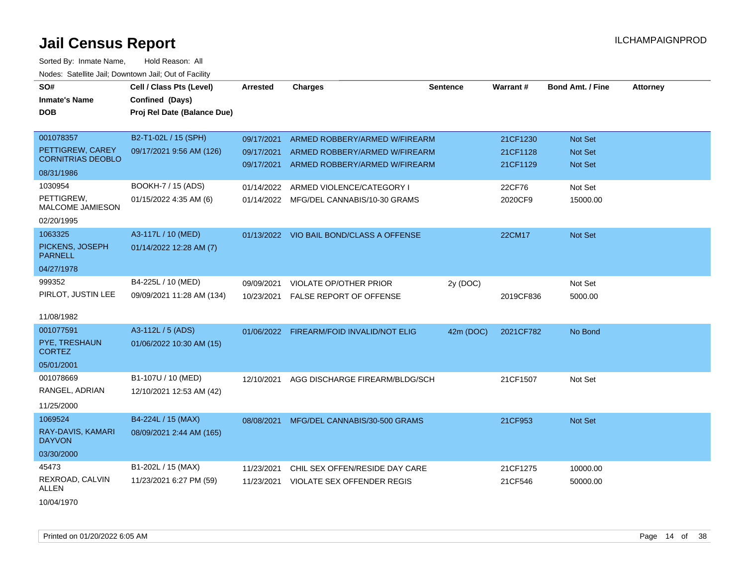# Jail Census Report

ILCHAMPAIGNPROD

Sorted By: Inmate Name, Hold Reason: All

Nodes: Satellite Jail; Downtown Jail; Out of Facility

| SO# / Inmate's Name / DOB | Cell / Class Pts (Level) / Confined (Days) / Proj Rel Date (Balance Due) | Arrested | Charges | Sentence | Warrant # | Bond Amt. / Fine | Attorney |
|---|---|---|---|---|---|---|---|
| 001078357 PETTIGREW, CAREY CORNITRIAS DEOBLO 08/31/1986 | B2-T1-02L / 15 (SPH) 09/17/2021 9:56 AM (126) | 09/17/2021 | ARMED ROBBERY/ARMED W/FIREARM | | 21CF1230 | Not Set | |
| | | 09/17/2021 | ARMED ROBBERY/ARMED W/FIREARM | | 21CF1128 | Not Set | |
| | | 09/17/2021 | ARMED ROBBERY/ARMED W/FIREARM | | 21CF1129 | Not Set | |
| 1030954 PETTIGREW, MALCOME JAMIESON 02/20/1995 | BOOKH-7 / 15 (ADS) 01/15/2022 4:35 AM (6) | 01/14/2022 | ARMED VIOLENCE/CATEGORY I | | 22CF76 | Not Set | |
| | | 01/14/2022 | MFG/DEL CANNABIS/10-30 GRAMS | | 2020CF9 | 15000.00 | |
| 1063325 PICKENS, JOSEPH PARNELL 04/27/1978 | A3-117L / 10 (MED) 01/14/2022 12:28 AM (7) | 01/13/2022 | VIO BAIL BOND/CLASS A OFFENSE | | 22CM17 | Not Set | |
| 999352 PIRLOT, JUSTIN LEE 11/08/1982 | B4-225L / 10 (MED) 09/09/2021 11:28 AM (134) | 09/09/2021 | VIOLATE OP/OTHER PRIOR | 2y (DOC) | | Not Set | |
| | | 10/23/2021 | FALSE REPORT OF OFFENSE | | 2019CF836 | 5000.00 | |
| 001077591 PYE, TRESHAUN CORTEZ 05/01/2001 | A3-112L / 5 (ADS) 01/06/2022 10:30 AM (15) | 01/06/2022 | FIREARM/FOID INVALID/NOT ELIG | 42m (DOC) | 2021CF782 | No Bond | |
| 001078669 RANGEL, ADRIAN 11/25/2000 | B1-107U / 10 (MED) 12/10/2021 12:53 AM (42) | 12/10/2021 | AGG DISCHARGE FIREARM/BLDG/SCH | | 21CF1507 | Not Set | |
| 1069524 RAY-DAVIS, KAMARI DAYVON 03/30/2000 | B4-224L / 15 (MAX) 08/09/2021 2:44 AM (165) | 08/08/2021 | MFG/DEL CANNABIS/30-500 GRAMS | | 21CF953 | Not Set | |
| 45473 REXROAD, CALVIN ALLEN 10/04/1970 | B1-202L / 15 (MAX) 11/23/2021 6:27 PM (59) | 11/23/2021 | CHIL SEX OFFEN/RESIDE DAY CARE | | 21CF1275 | 10000.00 | |
| | | 11/23/2021 | VIOLATE SEX OFFENDER REGIS | | 21CF546 | 50000.00 | |

Printed on 01/20/2022 6:05 AM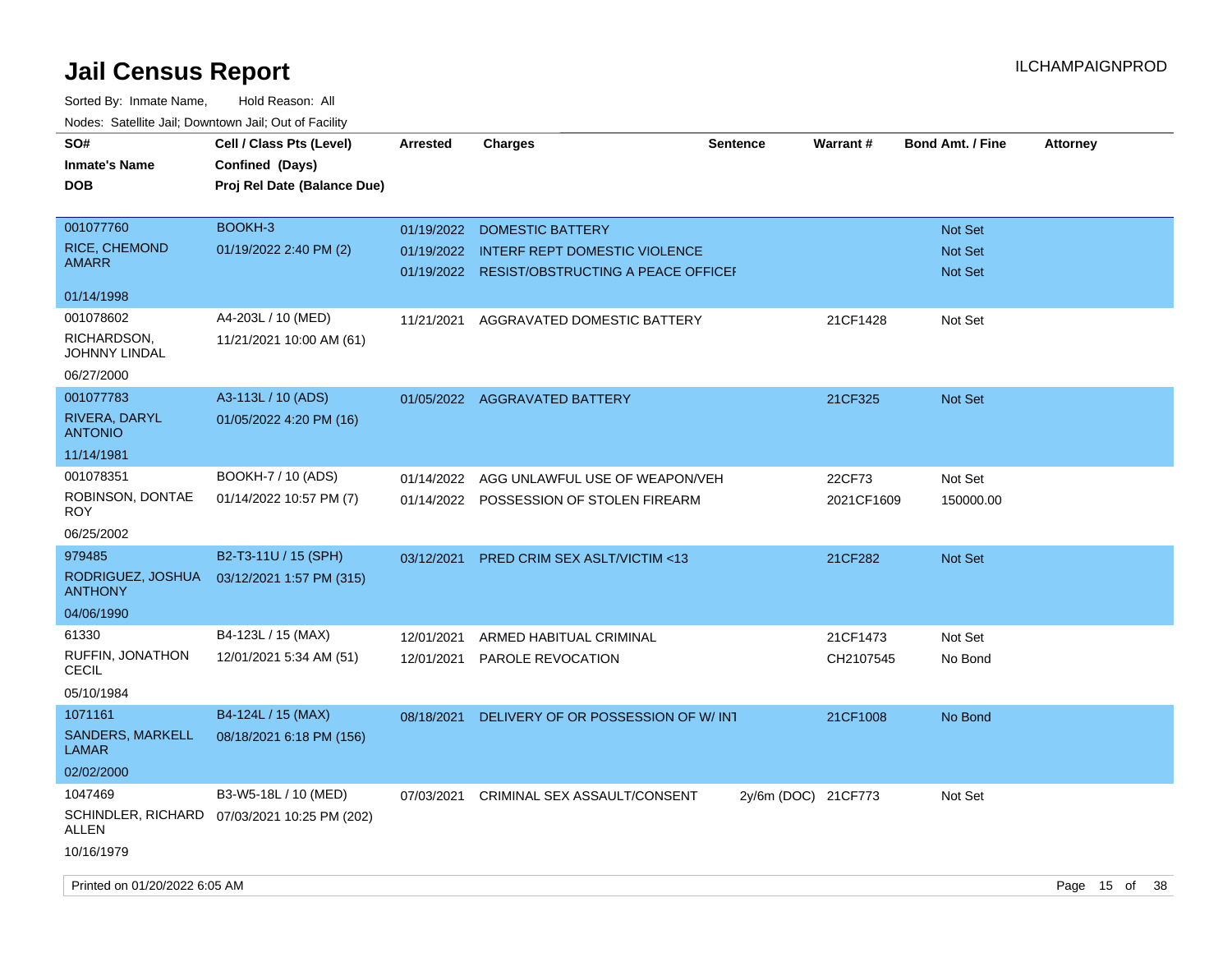# Jail Census Report

ILCHAMPAIGNPROD

Sorted By: Inmate Name, Hold Reason: All

Nodes: Satellite Jail; Downtown Jail; Out of Facility

| SO# / Inmate's Name / DOB | Cell / Class Pts (Level) / Confined (Days) / Proj Rel Date (Balance Due) | Arrested | Charges | Sentence | Warrant # | Bond Amt. / Fine | Attorney |
|---|---|---|---|---|---|---|---|
| 001077760 RICE, CHEMOND AMARR 01/14/1998 | BOOKH-3 01/19/2022 2:40 PM (2) | 01/19/2022 | DOMESTIC BATTERY | | | Not Set | |
| | | 01/19/2022 | INTERF REPT DOMESTIC VIOLENCE | | | Not Set | |
| | | 01/19/2022 | RESIST/OBSTRUCTING A PEACE OFFICEI | | | Not Set | |
| 001078602 RICHARDSON, JOHNNY LINDAL 06/27/2000 | A4-203L / 10 (MED) 11/21/2021 10:00 AM (61) | 11/21/2021 | AGGRAVATED DOMESTIC BATTERY | | 21CF1428 | Not Set | |
| 001077783 RIVERA, DARYL ANTONIO 11/14/1981 | A3-113L / 10 (ADS) 01/05/2022 4:20 PM (16) | 01/05/2022 | AGGRAVATED BATTERY | | 21CF325 | Not Set | |
| 001078351 ROBINSON, DONTAE ROY 06/25/2002 | BOOKH-7 / 10 (ADS) 01/14/2022 10:57 PM (7) | 01/14/2022 | AGG UNLAWFUL USE OF WEAPON/VEH | | 22CF73 | Not Set | |
| | | 01/14/2022 | POSSESSION OF STOLEN FIREARM | | 2021CF1609 | 150000.00 | |
| 979485 RODRIGUEZ, JOSHUA ANTHONY 04/06/1990 | B2-T3-11U / 15 (SPH) 03/12/2021 1:57 PM (315) | 03/12/2021 | PRED CRIM SEX ASLT/VICTIM <13 | | 21CF282 | Not Set | |
| 61330 RUFFIN, JONATHON CECIL 05/10/1984 | B4-123L / 15 (MAX) 12/01/2021 5:34 AM (51) | 12/01/2021 | ARMED HABITUAL CRIMINAL | | 21CF1473 | Not Set | |
| | | 12/01/2021 | PAROLE REVOCATION | | CH2107545 | No Bond | |
| 1071161 SANDERS, MARKELL LAMAR 02/02/2000 | B4-124L / 15 (MAX) 08/18/2021 6:18 PM (156) | 08/18/2021 | DELIVERY OF OR POSSESSION OF W/ INT | | 21CF1008 | No Bond | |
| 1047469 SCHINDLER, RICHARD ALLEN 10/16/1979 | B3-W5-18L / 10 (MED) 07/03/2021 10:25 PM (202) | 07/03/2021 | CRIMINAL SEX ASSAULT/CONSENT | 2y/6m (DOC) | 21CF773 | Not Set | |

Printed on 01/20/2022 6:05 AM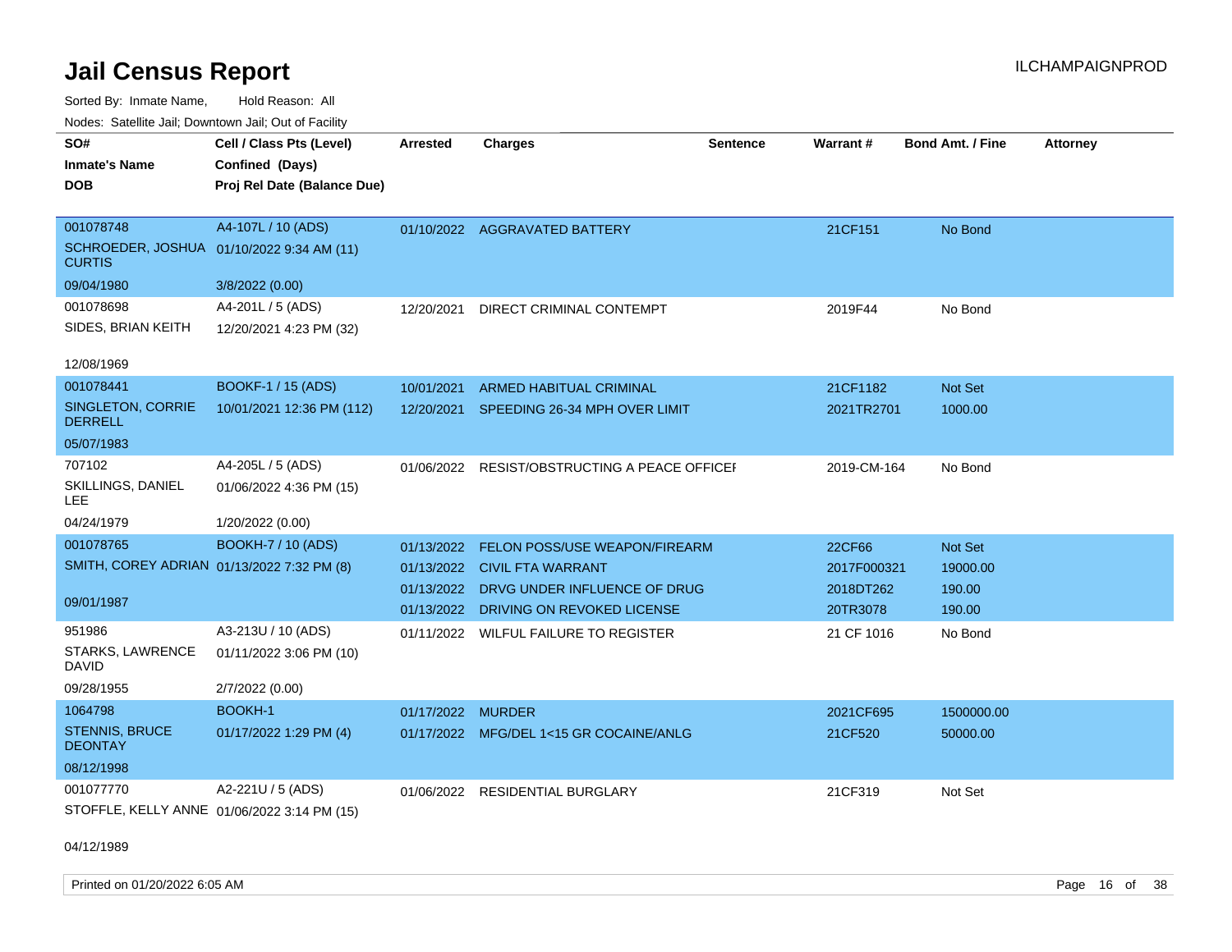# Jail Census Report

ILCHAMPAIGNPROD

Sorted By: Inmate Name, Hold Reason: All

Nodes: Satellite Jail; Downtown Jail; Out of Facility

| SO# / Inmate's Name / DOB | Cell / Class Pts (Level) / Confined (Days) / Proj Rel Date (Balance Due) | Arrested | Charges | Sentence | Warrant # | Bond Amt. / Fine | Attorney |
|---|---|---|---|---|---|---|---|
| 001078748<br>SCHROEDER, JOSHUA CURTIS<br>09/04/1980 | A4-107L / 10 (ADS)<br>01/10/2022 9:34 AM (11)<br>3/8/2022 (0.00) | 01/10/2022 | AGGRAVATED BATTERY | | 21CF151 | No Bond | |
| 001078698<br>SIDES, BRIAN KEITH<br>12/08/1969 | A4-201L / 5 (ADS)<br>12/20/2021 4:23 PM (32) | 12/20/2021 | DIRECT CRIMINAL CONTEMPT | | 2019F44 | No Bond | |
| 001078441<br>SINGLETON, CORRIE DERRELL<br>05/07/1983 | BOOKF-1 / 15 (ADS)<br>10/01/2021 12:36 PM (112) | 10/01/2021 | ARMED HABITUAL CRIMINAL | | 21CF1182 | Not Set | |
| | | 12/20/2021 | SPEEDING 26-34 MPH OVER LIMIT | | 2021TR2701 | 1000.00 | |
| 707102<br>SKILLINGS, DANIEL LEE<br>04/24/1979 | A4-205L / 5 (ADS)<br>01/06/2022 4:36 PM (15)<br>1/20/2022 (0.00) | 01/06/2022 | RESIST/OBSTRUCTING A PEACE OFFICEI | | 2019-CM-164 | No Bond | |
| 001078765<br>SMITH, COREY ADRIAN<br>09/01/1987 | BOOKH-7 / 10 (ADS)<br>01/13/2022 7:32 PM (8) | 01/13/2022 | FELON POSS/USE WEAPON/FIREARM | | 22CF66 | Not Set | |
| | | 01/13/2022 | CIVIL FTA WARRANT | | 2017F000321 | 19000.00 | |
| | | 01/13/2022 | DRVG UNDER INFLUENCE OF DRUG | | 2018DT262 | 190.00 | |
| | | 01/13/2022 | DRIVING ON REVOKED LICENSE | | 20TR3078 | 190.00 | |
| 951986<br>STARKS, LAWRENCE DAVID<br>09/28/1955 | A3-213U / 10 (ADS)<br>01/11/2022 3:06 PM (10)<br>2/7/2022 (0.00) | 01/11/2022 | WILFUL FAILURE TO REGISTER | | 21 CF 1016 | No Bond | |
| 1064798<br>STENNIS, BRUCE DEONTAY<br>08/12/1998 | BOOKH-1<br>01/17/2022 1:29 PM (4) | 01/17/2022 | MURDER | | 2021CF695 | 1500000.00 | |
| | | 01/17/2022 | MFG/DEL 1<15 GR COCAINE/ANLG | | 21CF520 | 50000.00 | |
| 001077770<br>STOFFLE, KELLY ANNE<br>04/12/1989 | A2-221U / 5 (ADS)<br>01/06/2022 3:14 PM (15) | 01/06/2022 | RESIDENTIAL BURGLARY | | 21CF319 | Not Set | |

Printed on 01/20/2022 6:05 AM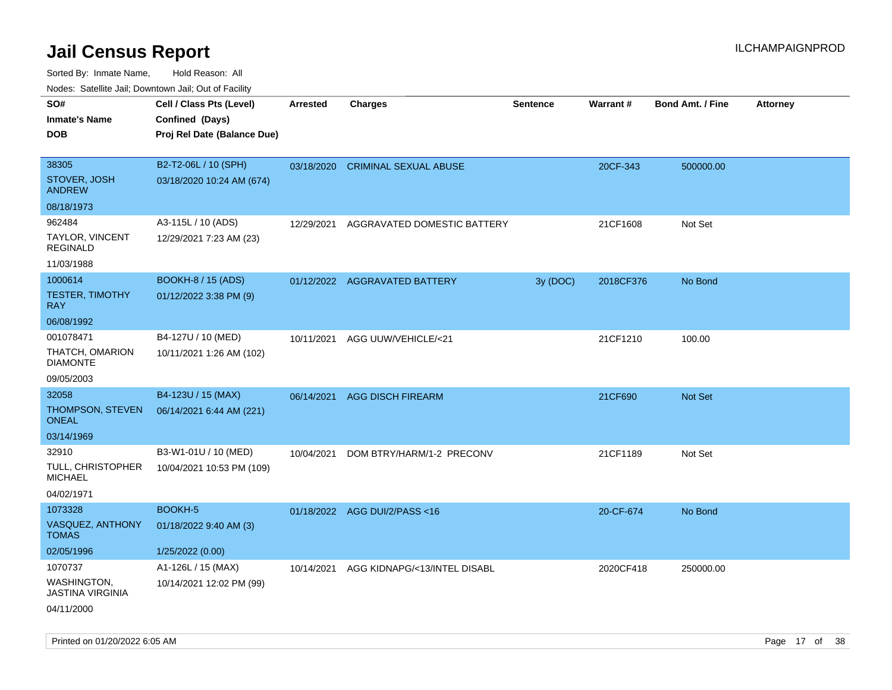# Jail Census Report

Sorted By: Inmate Name, Hold Reason: All

Nodes: Satellite Jail; Downtown Jail; Out of Facility

| SO# / Inmate's Name / DOB | Cell / Class Pts (Level) / Confined (Days) / Proj Rel Date (Balance Due) | Arrested | Charges | Sentence | Warrant # | Bond Amt. / Fine | Attorney |
|---|---|---|---|---|---|---|---|
| 38305<br>STOVER, JOSH ANDREW<br>08/18/1973 | B2-T2-06L / 10 (SPH)<br>03/18/2020 10:24 AM (674) | 03/18/2020 | CRIMINAL SEXUAL ABUSE | | 20CF-343 | 500000.00 | |
| 962484<br>TAYLOR, VINCENT REGINALD<br>11/03/1988 | A3-115L / 10 (ADS)<br>12/29/2021 7:23 AM (23) | 12/29/2021 | AGGRAVATED DOMESTIC BATTERY | | 21CF1608 | Not Set | |
| 1000614<br>TESTER, TIMOTHY RAY<br>06/08/1992 | BOOKH-8 / 15 (ADS)<br>01/12/2022 3:38 PM (9) | 01/12/2022 | AGGRAVATED BATTERY | 3y (DOC) | 2018CF376 | No Bond | |
| 001078471<br>THATCH, OMARION DIAMONTE<br>09/05/2003 | B4-127U / 10 (MED)<br>10/11/2021 1:26 AM (102) | 10/11/2021 | AGG UUW/VEHICLE/<21 | | 21CF1210 | 100.00 | |
| 32058<br>THOMPSON, STEVEN ONEAL<br>03/14/1969 | B4-123U / 15 (MAX)<br>06/14/2021 6:44 AM (221) | 06/14/2021 | AGG DISCH FIREARM | | 21CF690 | Not Set | |
| 32910<br>TULL, CHRISTOPHER MICHAEL<br>04/02/1971 | B3-W1-01U / 10 (MED)<br>10/04/2021 10:53 PM (109) | 10/04/2021 | DOM BTRY/HARM/1-2 PRECONV | | 21CF1189 | Not Set | |
| 1073328<br>VASQUEZ, ANTHONY TOMAS<br>02/05/1996 | BOOKH-5<br>01/18/2022 9:40 AM (3)<br>1/25/2022 (0.00) | 01/18/2022 | AGG DUI/2/PASS <16 | | 20-CF-674 | No Bond | |
| 1070737<br>WASHINGTON, JASTINA VIRGINIA<br>04/11/2000 | A1-126L / 15 (MAX)<br>10/14/2021 12:02 PM (99) | 10/14/2021 | AGG KIDNAPG/<13/INTEL DISABL | | 2020CF418 | 250000.00 | |

Printed on 01/20/2022 6:05 AM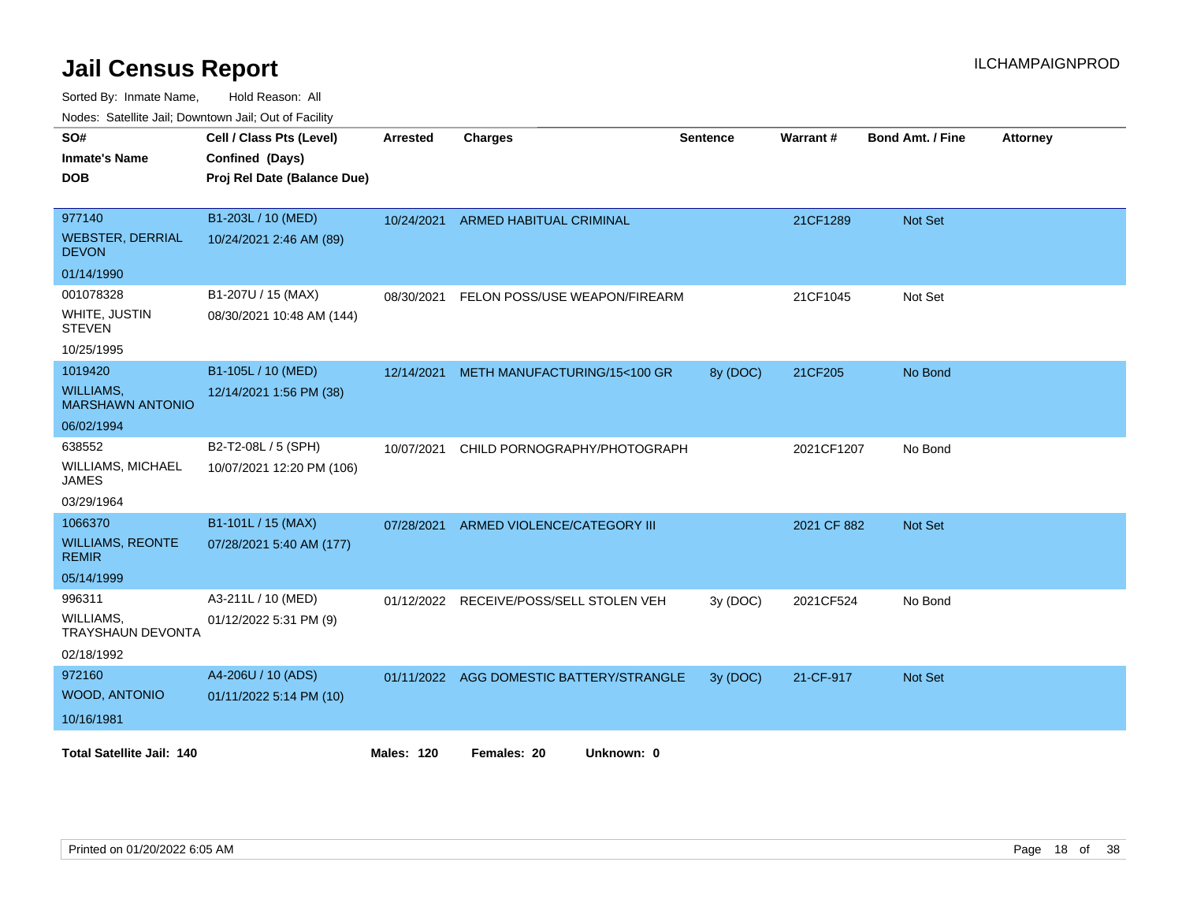# Jail Census Report

ILCHAMPAIGNPROD

Sorted By: Inmate Name, Hold Reason: All

Nodes: Satellite Jail; Downtown Jail; Out of Facility

| SO# / Inmate's Name / DOB | Cell / Class Pts (Level) / Confined (Days) / Proj Rel Date (Balance Due) | Arrested | Charges | Sentence | Warrant # | Bond Amt. / Fine | Attorney |
|---|---|---|---|---|---|---|---|
| 977140<br>WEBSTER, DERRIAL DEVON<br>01/14/1990 | B1-203L / 10 (MED)<br>10/24/2021 2:46 AM (89) | 10/24/2021 | ARMED HABITUAL CRIMINAL | | 21CF1289 | Not Set | |
| 001078328<br>WHITE, JUSTIN STEVEN<br>10/25/1995 | B1-207U / 15 (MAX)<br>08/30/2021 10:48 AM (144) | 08/30/2021 | FELON POSS/USE WEAPON/FIREARM | | 21CF1045 | Not Set | |
| 1019420<br>WILLIAMS, MARSHAWN ANTONIO<br>06/02/1994 | B1-105L / 10 (MED)<br>12/14/2021 1:56 PM (38) | 12/14/2021 | METH MANUFACTURING/15<100 GR | 8y (DOC) | 21CF205 | No Bond | |
| 638552<br>WILLIAMS, MICHAEL JAMES<br>03/29/1964 | B2-T2-08L / 5 (SPH)<br>10/07/2021 12:20 PM (106) | 10/07/2021 | CHILD PORNOGRAPHY/PHOTOGRAPH | | 2021CF1207 | No Bond | |
| 1066370<br>WILLIAMS, REONTE REMIR<br>05/14/1999 | B1-101L / 15 (MAX)<br>07/28/2021 5:40 AM (177) | 07/28/2021 | ARMED VIOLENCE/CATEGORY III | | 2021 CF 882 | Not Set | |
| 996311<br>WILLIAMS, TRAYSHAUN DEVONTA<br>02/18/1992 | A3-211L / 10 (MED)<br>01/12/2022 5:31 PM (9) | 01/12/2022 | RECEIVE/POSS/SELL STOLEN VEH | 3y (DOC) | 2021CF524 | No Bond | |
| 972160<br>WOOD, ANTONIO<br>10/16/1981 | A4-206U / 10 (ADS)<br>01/11/2022 5:14 PM (10) | 01/11/2022 | AGG DOMESTIC BATTERY/STRANGLE | 3y (DOC) | 21-CF-917 | Not Set | |

**Total Satellite Jail: 140** **Males: 120** **Females: 20** **Unknown: 0**

Printed on 01/20/2022 6:05 AM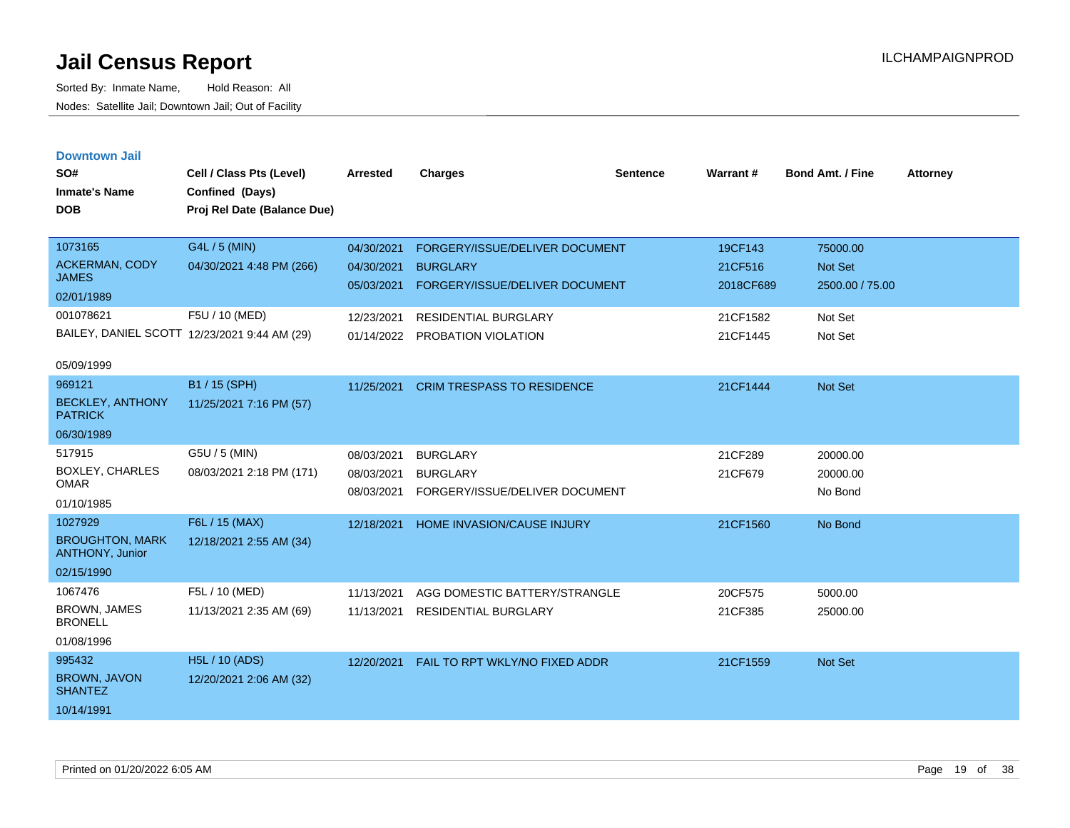# Jail Census Report

Sorted By: Inmate Name,    Hold Reason: All

Nodes: Satellite Jail; Downtown Jail; Out of Facility

ILCHAMPAIGNPROD

## Downtown Jail

| SO# / Inmate's Name / DOB | Cell / Class Pts (Level) / Confined (Days) / Proj Rel Date (Balance Due) | Arrested | Charges | Sentence | Warrant # | Bond Amt. / Fine | Attorney |
|---|---|---|---|---|---|---|---|
| 1073165 ACKERMAN, CODY JAMES 02/01/1989 | G4L / 5 (MIN) 04/30/2021 4:48 PM (266) | 04/30/2021 | FORGERY/ISSUE/DELIVER DOCUMENT | | 19CF143 | 75000.00 | |
| | | 04/30/2021 | BURGLARY | | 21CF516 | Not Set | |
| | | 05/03/2021 | FORGERY/ISSUE/DELIVER DOCUMENT | | 2018CF689 | 2500.00 / 75.00 | |
| 001078621 BAILEY, DANIEL SCOTT 05/09/1999 | F5U / 10 (MED) 12/23/2021 9:44 AM (29) | 12/23/2021 | RESIDENTIAL BURGLARY | | 21CF1582 | Not Set | |
| | | 01/14/2022 | PROBATION VIOLATION | | 21CF1445 | Not Set | |
| 969121 BECKLEY, ANTHONY PATRICK 06/30/1989 | B1 / 15 (SPH) 11/25/2021 7:16 PM (57) | 11/25/2021 | CRIM TRESPASS TO RESIDENCE | | 21CF1444 | Not Set | |
| 517915 BOXLEY, CHARLES OMAR 01/10/1985 | G5U / 5 (MIN) 08/03/2021 2:18 PM (171) | 08/03/2021 | BURGLARY | | 21CF289 | 20000.00 | |
| | | 08/03/2021 | BURGLARY | | 21CF679 | 20000.00 | |
| | | 08/03/2021 | FORGERY/ISSUE/DELIVER DOCUMENT | | | No Bond | |
| 1027929 BROUGHTON, MARK ANTHONY, Junior 02/15/1990 | F6L / 15 (MAX) 12/18/2021 2:55 AM (34) | 12/18/2021 | HOME INVASION/CAUSE INJURY | | 21CF1560 | No Bond | |
| 1067476 BROWN, JAMES BRONELL 01/08/1996 | F5L / 10 (MED) 11/13/2021 2:35 AM (69) | 11/13/2021 | AGG DOMESTIC BATTERY/STRANGLE | | 20CF575 | 5000.00 | |
| | | 11/13/2021 | RESIDENTIAL BURGLARY | | 21CF385 | 25000.00 | |
| 995432 BROWN, JAVON SHANTEZ 10/14/1991 | H5L / 10 (ADS) 12/20/2021 2:06 AM (32) | 12/20/2021 | FAIL TO RPT WKLY/NO FIXED ADDR | | 21CF1559 | Not Set | |

Printed on 01/20/2022 6:05 AM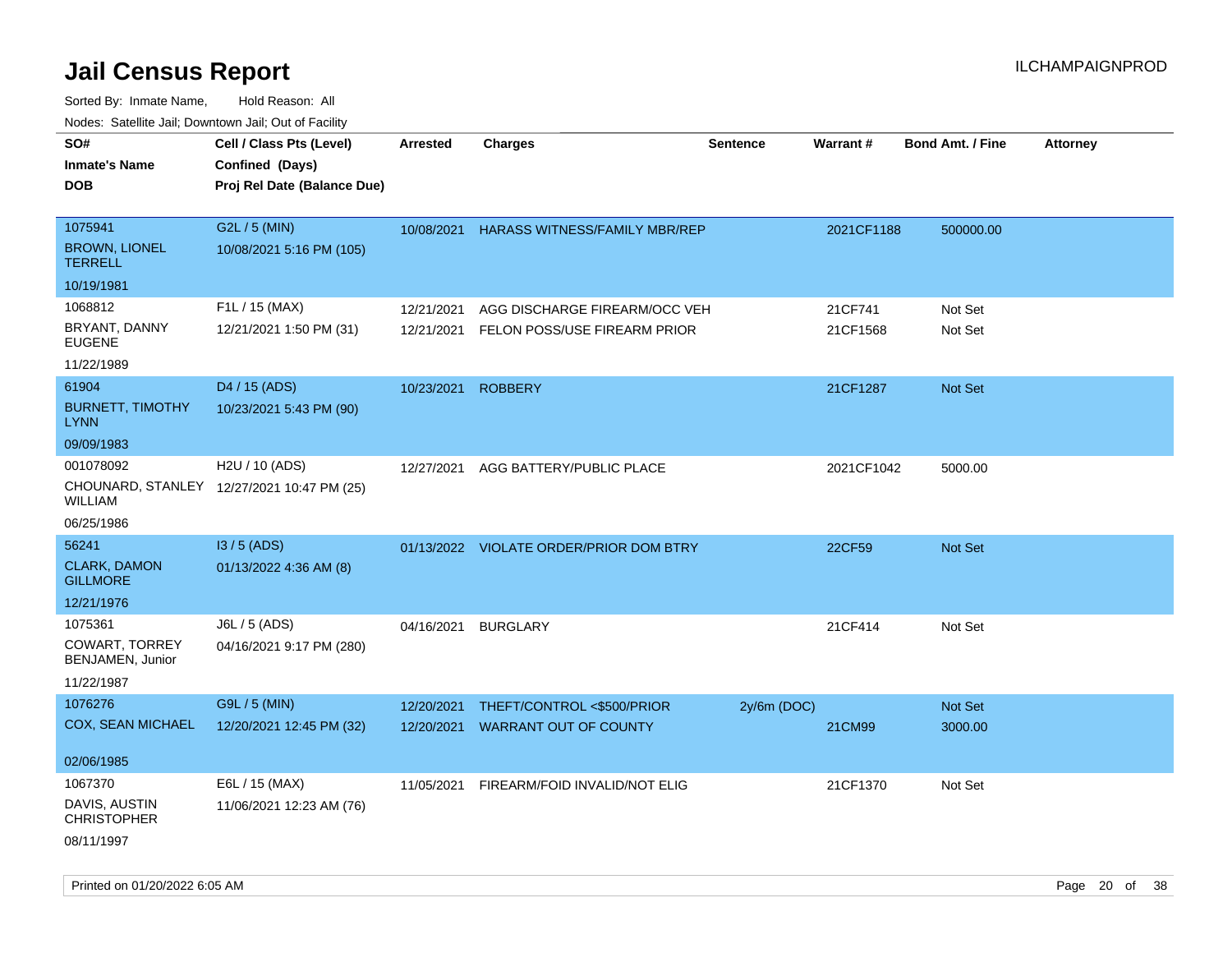# Jail Census Report

ILCHAMPAIGNPROD

Sorted By: Inmate Name, Hold Reason: All

Nodes: Satellite Jail; Downtown Jail; Out of Facility

| SO# / Inmate's Name / DOB | Cell / Class Pts (Level) / Confined (Days) / Proj Rel Date (Balance Due) | Arrested | Charges | Sentence | Warrant # | Bond Amt. / Fine | Attorney |
|---|---|---|---|---|---|---|---|
| 1075941<br>BROWN, LIONEL TERRELL<br>10/19/1981 | G2L / 5 (MIN)<br>10/08/2021 5:16 PM (105) | 10/08/2021 | HARASS WITNESS/FAMILY MBR/REP | | 2021CF1188 | 500000.00 | |
| 1068812<br>BRYANT, DANNY EUGENE<br>11/22/1989 | F1L / 15 (MAX)<br>12/21/2021 1:50 PM (31) | 12/21/2021 | AGG DISCHARGE FIREARM/OCC VEH | | 21CF741 | Not Set | |
| | | 12/21/2021 | FELON POSS/USE FIREARM PRIOR | | 21CF1568 | Not Set | |
| 61904<br>BURNETT, TIMOTHY LYNN<br>09/09/1983 | D4 / 15 (ADS)<br>10/23/2021 5:43 PM (90) | 10/23/2021 | ROBBERY | | 21CF1287 | Not Set | |
| 001078092<br>CHOUNARD, STANLEY WILLIAM<br>06/25/1986 | H2U / 10 (ADS)<br>12/27/2021 10:47 PM (25) | 12/27/2021 | AGG BATTERY/PUBLIC PLACE | | 2021CF1042 | 5000.00 | |
| 56241<br>CLARK, DAMON GILLMORE<br>12/21/1976 | I3 / 5 (ADS)<br>01/13/2022 4:36 AM (8) | 01/13/2022 | VIOLATE ORDER/PRIOR DOM BTRY | | 22CF59 | Not Set | |
| 1075361<br>COWART, TORREY BENJAMEN, Junior<br>11/22/1987 | J6L / 5 (ADS)<br>04/16/2021 9:17 PM (280) | 04/16/2021 | BURGLARY | | 21CF414 | Not Set | |
| 1076276<br>COX, SEAN MICHAEL<br>02/06/1985 | G9L / 5 (MIN)<br>12/20/2021 12:45 PM (32) | 12/20/2021 | THEFT/CONTROL <$500/PRIOR | 2y/6m (DOC) | | Not Set | |
| | | 12/20/2021 | WARRANT OUT OF COUNTY | | 21CM99 | 3000.00 | |
| 1067370<br>DAVIS, AUSTIN CHRISTOPHER<br>08/11/1997 | E6L / 15 (MAX)<br>11/06/2021 12:23 AM (76) | 11/05/2021 | FIREARM/FOID INVALID/NOT ELIG | | 21CF1370 | Not Set | |

Printed on 01/20/2022 6:05 AM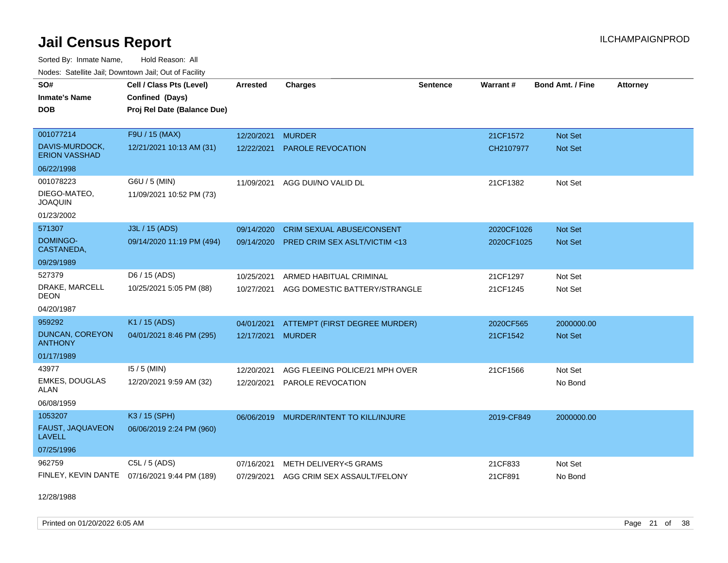# Jail Census Report

ILCHAMPAIGNPROD

Sorted By: Inmate Name, Hold Reason: All

Nodes: Satellite Jail; Downtown Jail; Out of Facility

| SO# / Inmate's Name / DOB | Cell / Class Pts (Level) / Confined (Days) / Proj Rel Date (Balance Due) | Arrested | Charges | Sentence | Warrant # | Bond Amt. / Fine | Attorney |
|---|---|---|---|---|---|---|---|
| 001077214 | F9U / 15 (MAX) | 12/20/2021 | MURDER | | 21CF1572 | Not Set | |
| DAVIS-MURDOCK, ERION VASSHAD | 12/21/2021 10:13 AM (31) | 12/22/2021 | PAROLE REVOCATION | | CH2107977 | Not Set | |
| 06/22/1998 | | | | | | | |
| 001078223 | G6U / 5 (MIN) | 11/09/2021 | AGG DUI/NO VALID DL | | 21CF1382 | Not Set | |
| DIEGO-MATEO, JOAQUIN | 11/09/2021 10:52 PM (73) | | | | | | |
| 01/23/2002 | | | | | | | |
| 571307 | J3L / 15 (ADS) | 09/14/2020 | CRIM SEXUAL ABUSE/CONSENT | | 2020CF1026 | Not Set | |
| DOMINGO-CASTANEDA, | 09/14/2020 11:19 PM (494) | 09/14/2020 | PRED CRIM SEX ASLT/VICTIM <13 | | 2020CF1025 | Not Set | |
| 09/29/1989 | | | | | | | |
| 527379 | D6 / 15 (ADS) | 10/25/2021 | ARMED HABITUAL CRIMINAL | | 21CF1297 | Not Set | |
| DRAKE, MARCELL DEON | 10/25/2021 5:05 PM (88) | 10/27/2021 | AGG DOMESTIC BATTERY/STRANGLE | | 21CF1245 | Not Set | |
| 04/20/1987 | | | | | | | |
| 959292 | K1 / 15 (ADS) | 04/01/2021 | ATTEMPT (FIRST DEGREE MURDER) | | 2020CF565 | 2000000.00 | |
| DUNCAN, COREYON ANTHONY | 04/01/2021 8:46 PM (295) | 12/17/2021 | MURDER | | 21CF1542 | Not Set | |
| 01/17/1989 | | | | | | | |
| 43977 | I5 / 5 (MIN) | 12/20/2021 | AGG FLEEING POLICE/21 MPH OVER | | 21CF1566 | Not Set | |
| EMKES, DOUGLAS ALAN | 12/20/2021 9:59 AM (32) | 12/20/2021 | PAROLE REVOCATION | | | No Bond | |
| 06/08/1959 | | | | | | | |
| 1053207 | K3 / 15 (SPH) | 06/06/2019 | MURDER/INTENT TO KILL/INJURE | | 2019-CF849 | 2000000.00 | |
| FAUST, JAQUAVEON LAVELL | 06/06/2019 2:24 PM (960) | | | | | | |
| 07/25/1996 | | | | | | | |
| 962759 | C5L / 5 (ADS) | 07/16/2021 | METH DELIVERY<5 GRAMS | | 21CF833 | Not Set | |
| FINLEY, KEVIN DANTE | 07/16/2021 9:44 PM (189) | 07/29/2021 | AGG CRIM SEX ASSAULT/FELONY | | 21CF891 | No Bond | |
| 12/28/1988 | | | | | | | |

Printed on 01/20/2022 6:05 AM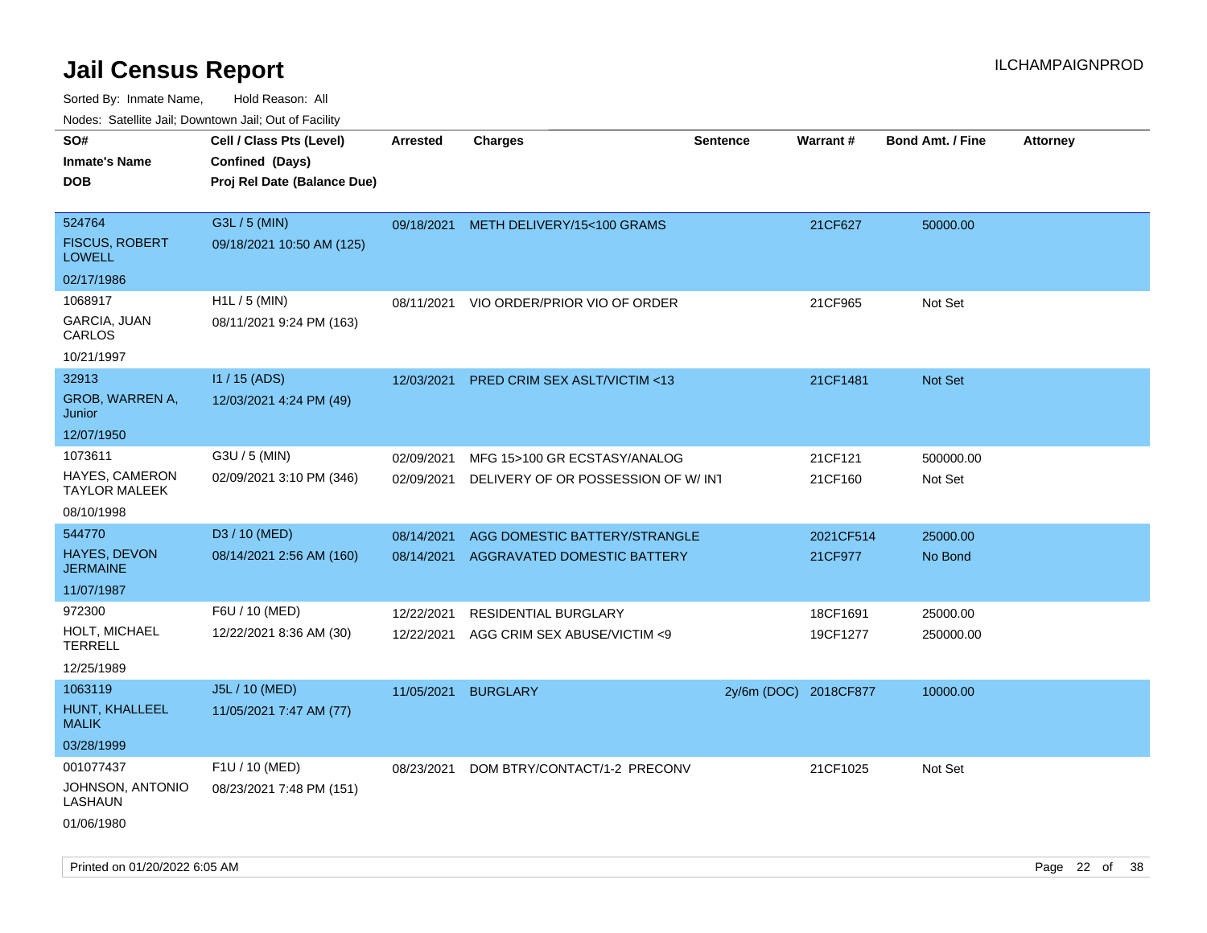# Jail Census Report

ILCHAMPAIGNPROD

Sorted By: Inmate Name, Hold Reason: All

Nodes: Satellite Jail; Downtown Jail; Out of Facility

| SO# / Inmate's Name / DOB | Cell / Class Pts (Level) / Confined (Days) / Proj Rel Date (Balance Due) | Arrested | Charges | Sentence | Warrant # | Bond Amt. / Fine | Attorney |
|---|---|---|---|---|---|---|---|
| 524764 FISCUS, ROBERT LOWELL 02/17/1986 | G3L / 5 (MIN) 09/18/2021 10:50 AM (125) | 09/18/2021 | METH DELIVERY/15<100 GRAMS | | 21CF627 | 50000.00 | |
| 1068917 GARCIA, JUAN CARLOS 10/21/1997 | H1L / 5 (MIN) 08/11/2021 9:24 PM (163) | 08/11/2021 | VIO ORDER/PRIOR VIO OF ORDER | | 21CF965 | Not Set | |
| 32913 GROB, WARREN A, Junior 12/07/1950 | I1 / 15 (ADS) 12/03/2021 4:24 PM (49) | 12/03/2021 | PRED CRIM SEX ASLT/VICTIM <13 | | 21CF1481 | Not Set | |
| 1073611 HAYES, CAMERON TAYLOR MALEEK 08/10/1998 | G3U / 5 (MIN) 02/09/2021 3:10 PM (346) | 02/09/2021 | MFG 15>100 GR ECSTASY/ANALOG | | 21CF121 | 500000.00 | |
| | | 02/09/2021 | DELIVERY OF OR POSSESSION OF W/ INT | | 21CF160 | Not Set | |
| 544770 HAYES, DEVON JERMAINE 11/07/1987 | D3 / 10 (MED) 08/14/2021 2:56 AM (160) | 08/14/2021 | AGG DOMESTIC BATTERY/STRANGLE | | 2021CF514 | 25000.00 | |
| | | 08/14/2021 | AGGRAVATED DOMESTIC BATTERY | | 21CF977 | No Bond | |
| 972300 HOLT, MICHAEL TERRELL 12/25/1989 | F6U / 10 (MED) 12/22/2021 8:36 AM (30) | 12/22/2021 | RESIDENTIAL BURGLARY | | 18CF1691 | 25000.00 | |
| | | 12/22/2021 | AGG CRIM SEX ABUSE/VICTIM <9 | | 19CF1277 | 250000.00 | |
| 1063119 HUNT, KHALLEEL MALIK 03/28/1999 | J5L / 10 (MED) 11/05/2021 7:47 AM (77) | 11/05/2021 | BURGLARY | 2y/6m (DOC) | 2018CF877 | 10000.00 | |
| 001077437 JOHNSON, ANTONIO LASHAUN 01/06/1980 | F1U / 10 (MED) 08/23/2021 7:48 PM (151) | 08/23/2021 | DOM BTRY/CONTACT/1-2 PRECONV | | 21CF1025 | Not Set | |

Printed on 01/20/2022 6:05 AM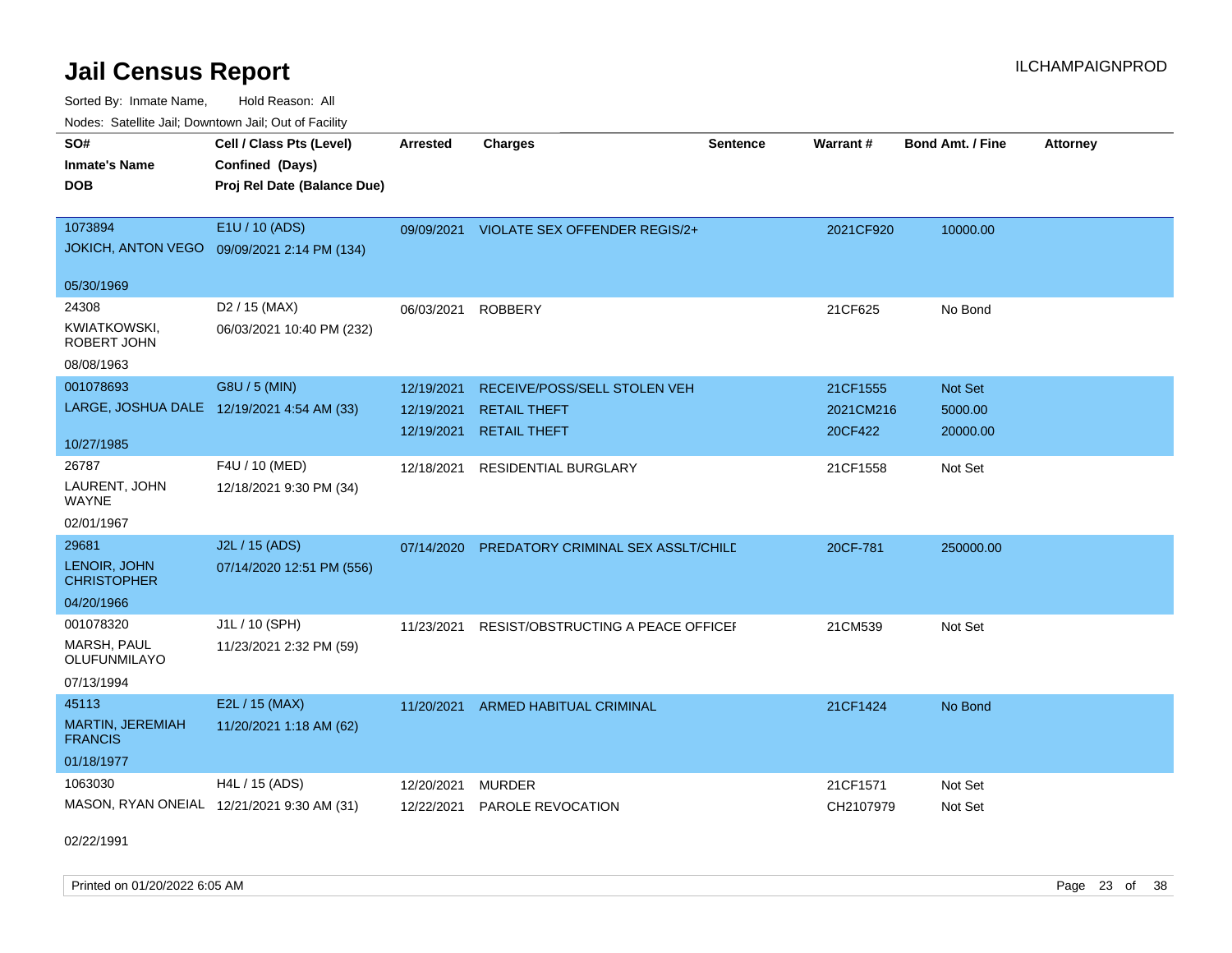# Jail Census Report

ILCHAMPAIGNPROD

Sorted By: Inmate Name, Hold Reason: All

Nodes: Satellite Jail; Downtown Jail; Out of Facility

| SO# / Inmate's Name / DOB | Cell / Class Pts (Level) / Confined (Days) / Proj Rel Date (Balance Due) | Arrested | Charges | Sentence | Warrant # | Bond Amt. / Fine | Attorney |
|---|---|---|---|---|---|---|---|
| 1073894<br>JOKICH, ANTON VEGO<br>05/30/1969 | E1U / 10 (ADS)<br>09/09/2021 2:14 PM (134) | 09/09/2021 | VIOLATE SEX OFFENDER REGIS/2+ | | 2021CF920 | 10000.00 | |
| 24308<br>KWIATKOWSKI, ROBERT JOHN<br>08/08/1963 | D2 / 15 (MAX)<br>06/03/2021 10:40 PM (232) | 06/03/2021 | ROBBERY | | 21CF625 | No Bond | |
| 001078693<br>LARGE, JOSHUA DALE<br>10/27/1985 | G8U / 5 (MIN)<br>12/19/2021 4:54 AM (33) | 12/19/2021<br>12/19/2021<br>12/19/2021 | RECEIVE/POSS/SELL STOLEN VEH<br>RETAIL THEFT<br>RETAIL THEFT | | 21CF1555<br>2021CM216<br>20CF422 | Not Set<br>5000.00<br>20000.00 | |
| 26787<br>LAURENT, JOHN WAYNE<br>02/01/1967 | F4U / 10 (MED)<br>12/18/2021 9:30 PM (34) | 12/18/2021 | RESIDENTIAL BURGLARY | | 21CF1558 | Not Set | |
| 29681<br>LENOIR, JOHN CHRISTOPHER<br>04/20/1966 | J2L / 15 (ADS)<br>07/14/2020 12:51 PM (556) | 07/14/2020 | PREDATORY CRIMINAL SEX ASSLT/CHILD | | 20CF-781 | 250000.00 | |
| 001078320<br>MARSH, PAUL OLUFUNMILAYO<br>07/13/1994 | J1L / 10 (SPH)<br>11/23/2021 2:32 PM (59) | 11/23/2021 | RESIST/OBSTRUCTING A PEACE OFFICER | | 21CM539 | Not Set | |
| 45113<br>MARTIN, JEREMIAH FRANCIS<br>01/18/1977 | E2L / 15 (MAX)<br>11/20/2021 1:18 AM (62) | 11/20/2021 | ARMED HABITUAL CRIMINAL | | 21CF1424 | No Bond | |
| 1063030<br>MASON, RYAN ONEIAL<br>02/22/1991 | H4L / 15 (ADS)<br>12/21/2021 9:30 AM (31) | 12/20/2021<br>12/22/2021 | MURDER<br>PAROLE REVOCATION | | 21CF1571<br>CH2107979 | Not Set<br>Not Set | |

Printed on 01/20/2022 6:05 AM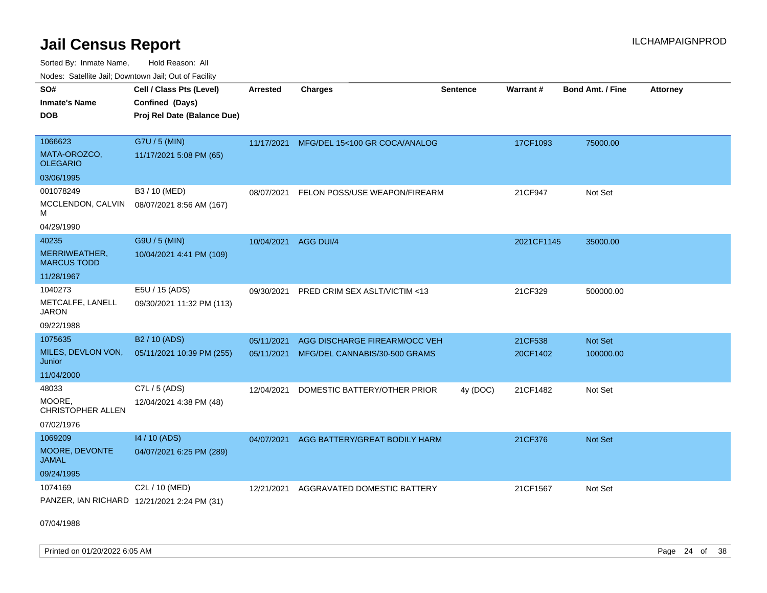# Jail Census Report

ILCHAMPAIGNPROD

Sorted By: Inmate Name, Hold Reason: All

Nodes: Satellite Jail; Downtown Jail; Out of Facility

| SO# / Inmate's Name / DOB | Cell / Class Pts (Level) / Confined (Days) / Proj Rel Date (Balance Due) | Arrested | Charges | Sentence | Warrant # | Bond Amt. / Fine | Attorney |
|---|---|---|---|---|---|---|---|
| 1066623 MATA-OROZCO, OLEGARIO 03/06/1995 | G7U / 5 (MIN) 11/17/2021 5:08 PM (65) | 11/17/2021 | MFG/DEL 15<100 GR COCA/ANALOG | | 17CF1093 | 75000.00 | |
| 001078249 MCCLENDON, CALVIN M 04/29/1990 | B3 / 10 (MED) 08/07/2021 8:56 AM (167) | 08/07/2021 | FELON POSS/USE WEAPON/FIREARM | | 21CF947 | Not Set | |
| 40235 MERRIWEATHER, MARCUS TODD 11/28/1967 | G9U / 5 (MIN) 10/04/2021 4:41 PM (109) | 10/04/2021 | AGG DUI/4 | | 2021CF1145 | 35000.00 | |
| 1040273 METCALFE, LANELL JARON 09/22/1988 | E5U / 15 (ADS) 09/30/2021 11:32 PM (113) | 09/30/2021 | PRED CRIM SEX ASLT/VICTIM <13 | | 21CF329 | 500000.00 | |
| 1075635 MILES, DEVLON VON, Junior 11/04/2000 | B2 / 10 (ADS) 05/11/2021 10:39 PM (255) | 05/11/2021 | AGG DISCHARGE FIREARM/OCC VEH | | 21CF538 | Not Set | |
| | | 05/11/2021 | MFG/DEL CANNABIS/30-500 GRAMS | | 20CF1402 | 100000.00 | |
| 48033 MOORE, CHRISTOPHER ALLEN 07/02/1976 | C7L / 5 (ADS) 12/04/2021 4:38 PM (48) | 12/04/2021 | DOMESTIC BATTERY/OTHER PRIOR | 4y (DOC) | 21CF1482 | Not Set | |
| 1069209 MOORE, DEVONTE JAMAL 09/24/1995 | I4 / 10 (ADS) 04/07/2021 6:25 PM (289) | 04/07/2021 | AGG BATTERY/GREAT BODILY HARM | | 21CF376 | Not Set | |
| 1074169 PANZER, IAN RICHARD 07/04/1988 | C2L / 10 (MED) 12/21/2021 2:24 PM (31) | 12/21/2021 | AGGRAVATED DOMESTIC BATTERY | | 21CF1567 | Not Set | |

Printed on 01/20/2022 6:05 AM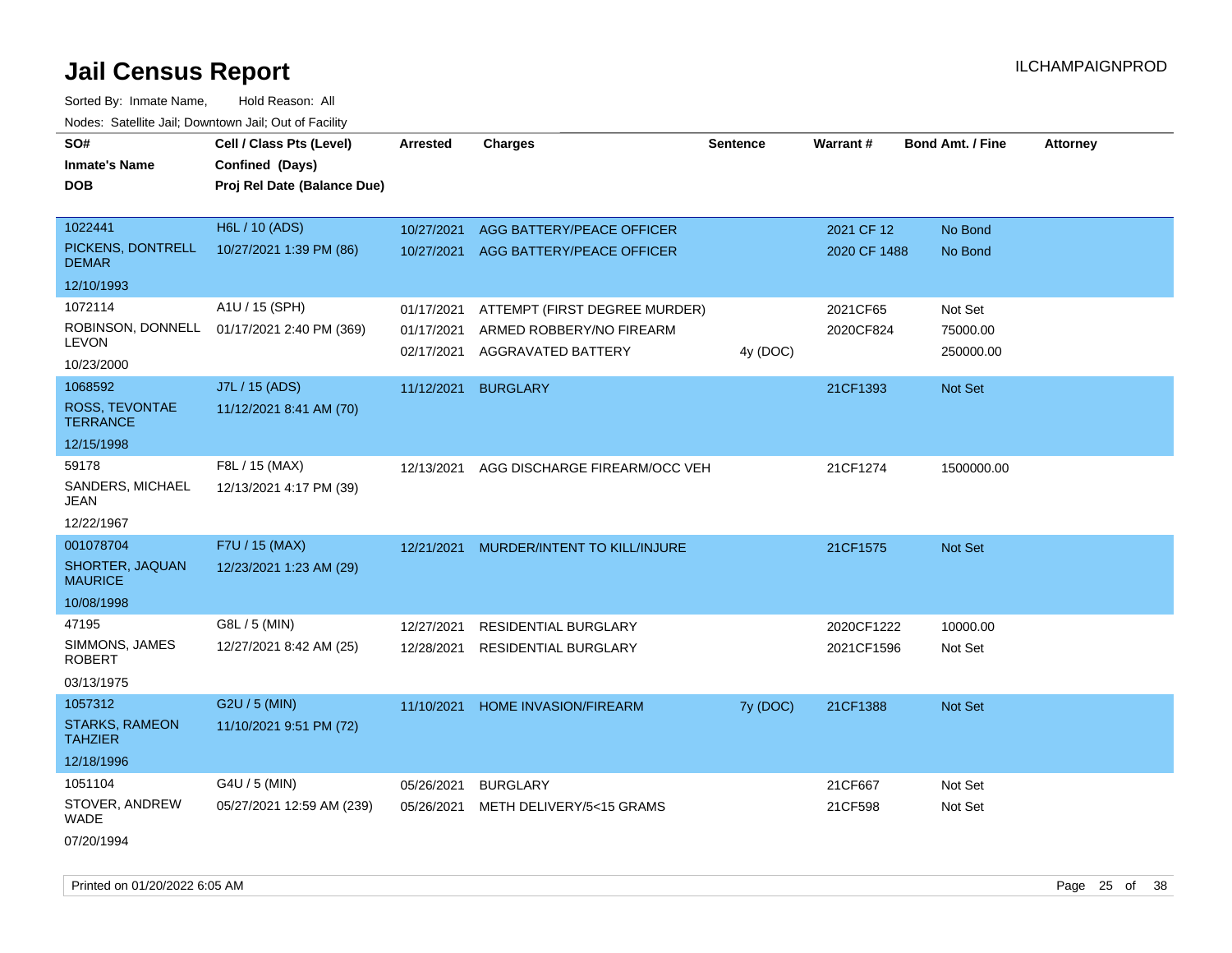# Jail Census Report

ILCHAMPAIGNPROD

Sorted By: Inmate Name, Hold Reason: All

Nodes: Satellite Jail; Downtown Jail; Out of Facility

| SO# / Inmate's Name / DOB | Cell / Class Pts (Level) / Confined (Days) / Proj Rel Date (Balance Due) | Arrested | Charges | Sentence | Warrant # | Bond Amt. / Fine | Attorney |
|---|---|---|---|---|---|---|---|
| 1022441 PICKENS, DONTRELL DEMAR 12/10/1993 | H6L / 10 (ADS) 10/27/2021 1:39 PM (86) | 10/27/2021 | AGG BATTERY/PEACE OFFICER | | 2021 CF 12 | No Bond | |
| | | 10/27/2021 | AGG BATTERY/PEACE OFFICER | | 2020 CF 1488 | No Bond | |
| 1072114 ROBINSON, DONNELL LEVON 10/23/2000 | A1U / 15 (SPH) 01/17/2021 2:40 PM (369) | 01/17/2021 | ATTEMPT (FIRST DEGREE MURDER) | | 2021CF65 | Not Set | |
| | | 01/17/2021 | ARMED ROBBERY/NO FIREARM | | 2020CF824 | 75000.00 | |
| | | 02/17/2021 | AGGRAVATED BATTERY | 4y (DOC) | | 250000.00 | |
| 1068592 ROSS, TEVONTAE TERRANCE 12/15/1998 | J7L / 15 (ADS) 11/12/2021 8:41 AM (70) | 11/12/2021 | BURGLARY | | 21CF1393 | Not Set | |
| 59178 SANDERS, MICHAEL JEAN 12/22/1967 | F8L / 15 (MAX) 12/13/2021 4:17 PM (39) | 12/13/2021 | AGG DISCHARGE FIREARM/OCC VEH | | 21CF1274 | 1500000.00 | |
| 001078704 SHORTER, JAQUAN MAURICE 10/08/1998 | F7U / 15 (MAX) 12/23/2021 1:23 AM (29) | 12/21/2021 | MURDER/INTENT TO KILL/INJURE | | 21CF1575 | Not Set | |
| 47195 SIMMONS, JAMES ROBERT 03/13/1975 | G8L / 5 (MIN) 12/27/2021 8:42 AM (25) | 12/27/2021 | RESIDENTIAL BURGLARY | | 2020CF1222 | 10000.00 | |
| | | 12/28/2021 | RESIDENTIAL BURGLARY | | 2021CF1596 | Not Set | |
| 1057312 STARKS, RAMEON TAHZIER 12/18/1996 | G2U / 5 (MIN) 11/10/2021 9:51 PM (72) | 11/10/2021 | HOME INVASION/FIREARM | 7y (DOC) | 21CF1388 | Not Set | |
| 1051104 STOVER, ANDREW WADE 07/20/1994 | G4U / 5 (MIN) 05/27/2021 12:59 AM (239) | 05/26/2021 | BURGLARY | | 21CF667 | Not Set | |
| | | 05/26/2021 | METH DELIVERY/5<15 GRAMS | | 21CF598 | Not Set | |

Printed on 01/20/2022 6:05 AM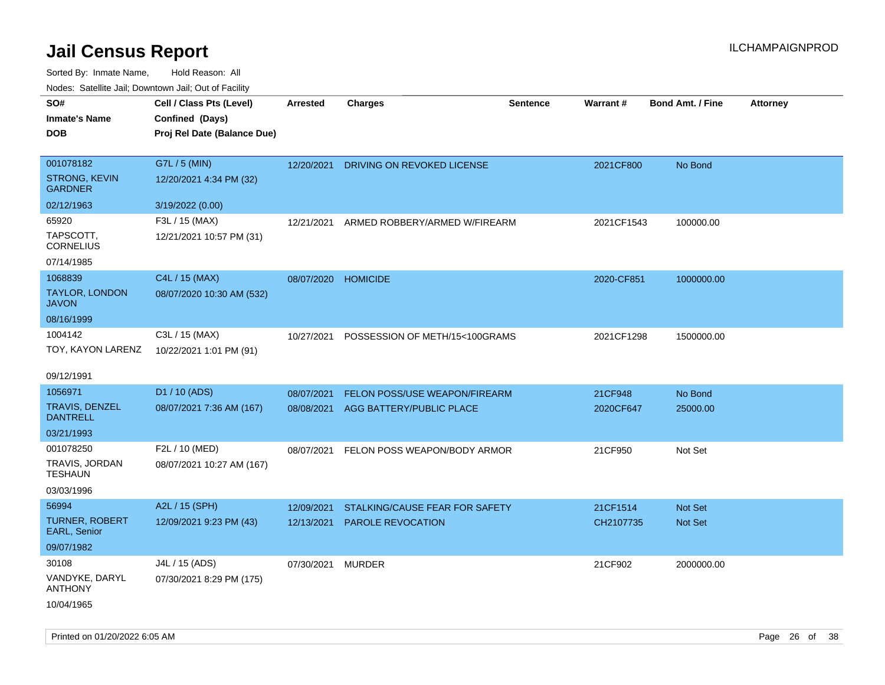# Jail Census Report

ILCHAMPAIGNPROD

Sorted By: Inmate Name, Hold Reason: All

Nodes: Satellite Jail; Downtown Jail; Out of Facility

| SO# / Inmate's Name / DOB | Cell / Class Pts (Level) / Confined (Days) / Proj Rel Date (Balance Due) | Arrested | Charges | Sentence | Warrant # | Bond Amt. / Fine | Attorney |
|---|---|---|---|---|---|---|---|
| 001078182<br>STRONG, KEVIN GARDNER<br>02/12/1963 | G7L / 5 (MIN)<br>12/20/2021 4:34 PM (32)<br>3/19/2022 (0.00) | 12/20/2021 | DRIVING ON REVOKED LICENSE | | 2021CF800 | No Bond | |
| 65920<br>TAPSCOTT, CORNELIUS<br>07/14/1985 | F3L / 15 (MAX)<br>12/21/2021 10:57 PM (31) | 12/21/2021 | ARMED ROBBERY/ARMED W/FIREARM | | 2021CF1543 | 100000.00 | |
| 1068839<br>TAYLOR, LONDON JAVON<br>08/16/1999 | C4L / 15 (MAX)<br>08/07/2020 10:30 AM (532) | 08/07/2020 | HOMICIDE | | 2020-CF851 | 1000000.00 | |
| 1004142<br>TOY, KAYON LARENZ<br>09/12/1991 | C3L / 15 (MAX)<br>10/22/2021 1:01 PM (91) | 10/27/2021 | POSSESSION OF METH/15<100GRAMS | | 2021CF1298 | 1500000.00 | |
| 1056971<br>TRAVIS, DENZEL DANTRELL<br>03/21/1993 | D1 / 10 (ADS)<br>08/07/2021 7:36 AM (167) | 08/07/2021<br>08/08/2021 | FELON POSS/USE WEAPON/FIREARM<br>AGG BATTERY/PUBLIC PLACE | | 21CF948<br>2020CF647 | No Bond<br>25000.00 | |
| 001078250<br>TRAVIS, JORDAN TESHAUN<br>03/03/1996 | F2L / 10 (MED)<br>08/07/2021 10:27 AM (167) | 08/07/2021 | FELON POSS WEAPON/BODY ARMOR | | 21CF950 | Not Set | |
| 56994<br>TURNER, ROBERT EARL, Senior<br>09/07/1982 | A2L / 15 (SPH)<br>12/09/2021 9:23 PM (43) | 12/09/2021<br>12/13/2021 | STALKING/CAUSE FEAR FOR SAFETY<br>PAROLE REVOCATION | | 21CF1514<br>CH2107735 | Not Set<br>Not Set | |
| 30108<br>VANDYKE, DARYL ANTHONY<br>10/04/1965 | J4L / 15 (ADS)<br>07/30/2021 8:29 PM (175) | 07/30/2021 | MURDER | | 21CF902 | 2000000.00 | |

Printed on 01/20/2022 6:05 AM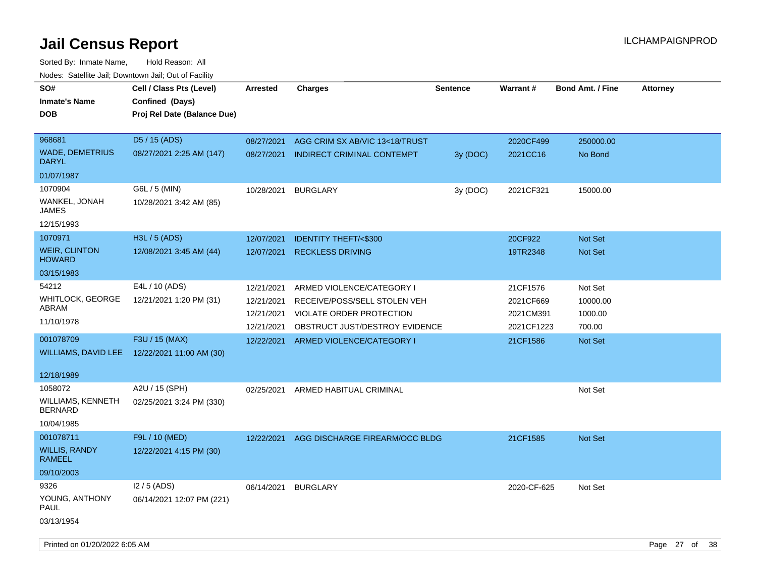# Jail Census Report

ILCHAMPAIGNPROD

Sorted By: Inmate Name, Hold Reason: All

Nodes: Satellite Jail; Downtown Jail; Out of Facility

| SO# / Inmate's Name / DOB | Cell / Class Pts (Level) / Confined (Days) / Proj Rel Date (Balance Due) | Arrested | Charges | Sentence | Warrant # | Bond Amt. / Fine | Attorney |
|---|---|---|---|---|---|---|---|
| 968681<br>WADE, DEMETRIUS DARYL<br>01/07/1987 | D5 / 15 (ADS)<br>08/27/2021 2:25 AM (147) | 08/27/2021 | AGG CRIM SX AB/VIC 13<18/TRUST | | 2020CF499 | 250000.00 | |
| | | 08/27/2021 | INDIRECT CRIMINAL CONTEMPT | 3y (DOC) | 2021CC16 | No Bond | |
| 1070904<br>WANKEL, JONAH JAMES<br>12/15/1993 | G6L / 5 (MIN)<br>10/28/2021 3:42 AM (85) | 10/28/2021 | BURGLARY | 3y (DOC) | 2021CF321 | 15000.00 | |
| 1070971<br>WEIR, CLINTON HOWARD<br>03/15/1983 | H3L / 5 (ADS)<br>12/08/2021 3:45 AM (44) | 12/07/2021 | IDENTITY THEFT/<$300 | | 20CF922 | Not Set | |
| | | 12/07/2021 | RECKLESS DRIVING | | 19TR2348 | Not Set | |
| 54212<br>WHITLOCK, GEORGE ABRAM<br>11/10/1978 | E4L / 10 (ADS)<br>12/21/2021 1:20 PM (31) | 12/21/2021 | ARMED VIOLENCE/CATEGORY I | | 21CF1576 | Not Set | |
| | | 12/21/2021 | RECEIVE/POSS/SELL STOLEN VEH | | 2021CF669 | 10000.00 | |
| | | 12/21/2021 | VIOLATE ORDER PROTECTION | | 2021CM391 | 1000.00 | |
| | | 12/21/2021 | OBSTRUCT JUST/DESTROY EVIDENCE | | 2021CF1223 | 700.00 | |
| 001078709<br>WILLIAMS, DAVID LEE<br>12/18/1989 | F3U / 15 (MAX)<br>12/22/2021 11:00 AM (30) | 12/22/2021 | ARMED VIOLENCE/CATEGORY I | | 21CF1586 | Not Set | |
| 1058072<br>WILLIAMS, KENNETH BERNARD<br>10/04/1985 | A2U / 15 (SPH)<br>02/25/2021 3:24 PM (330) | 02/25/2021 | ARMED HABITUAL CRIMINAL | | | Not Set | |
| 001078711<br>WILLIS, RANDY RAMEEL<br>09/10/2003 | F9L / 10 (MED)<br>12/22/2021 4:15 PM (30) | 12/22/2021 | AGG DISCHARGE FIREARM/OCC BLDG | | 21CF1585 | Not Set | |
| 9326<br>YOUNG, ANTHONY PAUL<br>03/13/1954 | I2 / 5 (ADS)<br>06/14/2021 12:07 PM (221) | 06/14/2021 | BURGLARY | | 2020-CF-625 | Not Set | |

Printed on 01/20/2022 6:05 AM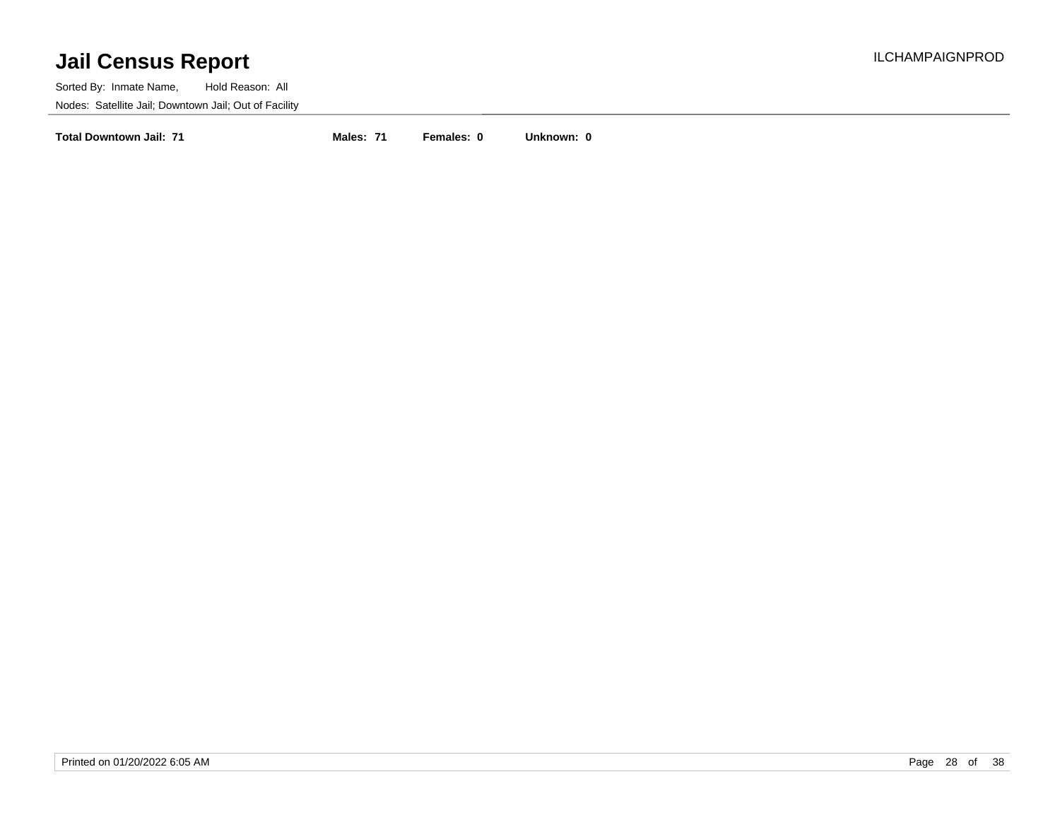**Total Downtown Jail: 71** **Males: 71** **Females: 0** **Unknown: 0**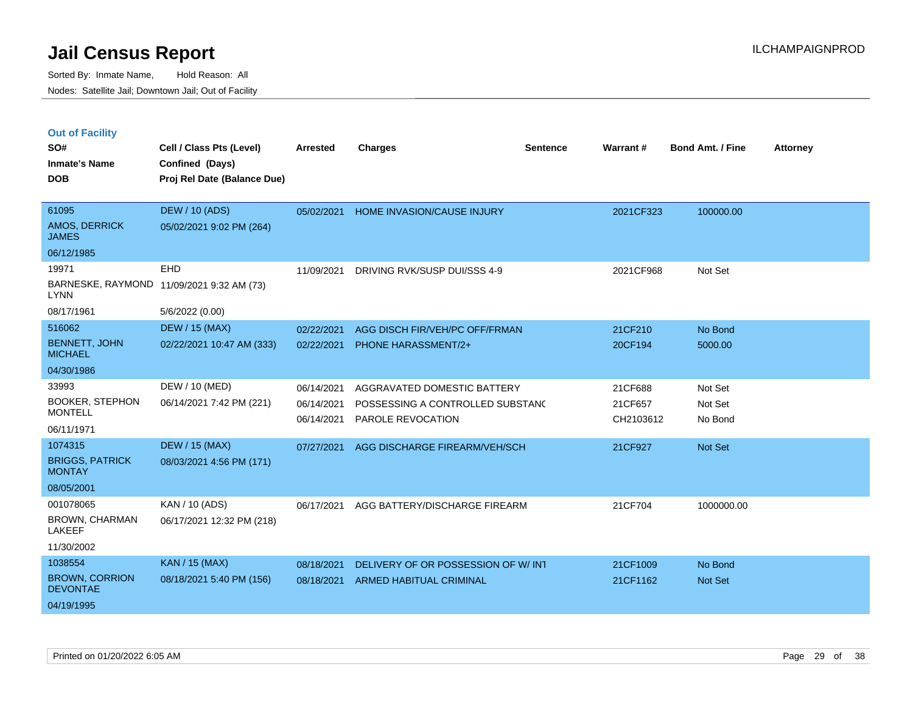# Jail Census Report

Sorted By: Inmate Name, Hold Reason: All

Nodes: Satellite Jail; Downtown Jail; Out of Facility

## Out of Facility

| SO# / Inmate's Name / DOB | Cell / Class Pts (Level) / Confined (Days) / Proj Rel Date (Balance Due) | Arrested | Charges | Sentence | Warrant # | Bond Amt. / Fine | Attorney |
|---|---|---|---|---|---|---|---|
| 61095 AMOS, DERRICK JAMES 06/12/1985 | DEW / 10 (ADS) 05/02/2021 9:02 PM (264) | 05/02/2021 | HOME INVASION/CAUSE INJURY | | 2021CF323 | 100000.00 | |
| 19971 BARNESKE, RAYMOND LYNN 08/17/1961 | EHD 11/09/2021 9:32 AM (73) 5/6/2022 (0.00) | 11/09/2021 | DRIVING RVK/SUSP DUI/SSS 4-9 | | 2021CF968 | Not Set | |
| 516062 BENNETT, JOHN MICHAEL 04/30/1986 | DEW / 15 (MAX) 02/22/2021 10:47 AM (333) | 02/22/2021 | AGG DISCH FIR/VEH/PC OFF/FRMAN | | 21CF210 | No Bond | |
| | | 02/22/2021 | PHONE HARASSMENT/2+ | | 20CF194 | 5000.00 | |
| 33993 BOOKER, STEPHON MONTELL 06/11/1971 | DEW / 10 (MED) 06/14/2021 7:42 PM (221) | 06/14/2021 | AGGRAVATED DOMESTIC BATTERY | | 21CF688 | Not Set | |
| | | 06/14/2021 | POSSESSING A CONTROLLED SUBSTANC | | 21CF657 | Not Set | |
| | | 06/14/2021 | PAROLE REVOCATION | | CH2103612 | No Bond | |
| 1074315 BRIGGS, PATRICK MONTAY 08/05/2001 | DEW / 15 (MAX) 08/03/2021 4:56 PM (171) | 07/27/2021 | AGG DISCHARGE FIREARM/VEH/SCH | | 21CF927 | Not Set | |
| 001078065 BROWN, CHARMAN LAKEEF 11/30/2002 | KAN / 10 (ADS) 06/17/2021 12:32 PM (218) | 06/17/2021 | AGG BATTERY/DISCHARGE FIREARM | | 21CF704 | 1000000.00 | |
| 1038554 BROWN, CORRION DEVONTAE 04/19/1995 | KAN / 15 (MAX) 08/18/2021 5:40 PM (156) | 08/18/2021 | DELIVERY OF OR POSSESSION OF W/ INT | | 21CF1009 | No Bond | |
| | | 08/18/2021 | ARMED HABITUAL CRIMINAL | | 21CF1162 | Not Set | |

Printed on 01/20/2022 6:05 AM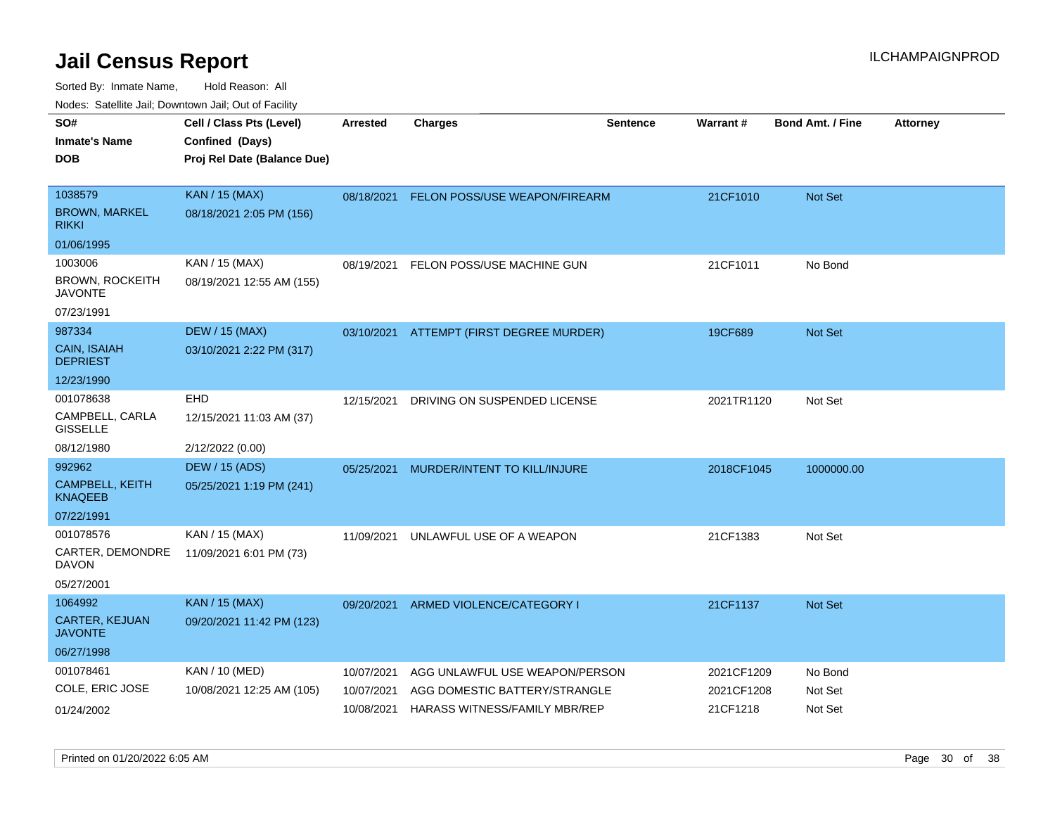# Jail Census Report

Sorted By: Inmate Name, Hold Reason: All

Nodes: Satellite Jail; Downtown Jail; Out of Facility

| SO# / Inmate's Name / DOB | Cell / Class Pts (Level) / Confined (Days) / Proj Rel Date (Balance Due) | Arrested | Charges | Sentence | Warrant # | Bond Amt. / Fine | Attorney |
|---|---|---|---|---|---|---|---|
| 1038579 BROWN, MARKEL RIKKI 01/06/1995 | KAN / 15 (MAX) 08/18/2021 2:05 PM (156) | 08/18/2021 | FELON POSS/USE WEAPON/FIREARM | | 21CF1010 | Not Set | |
| 1003006 BROWN, ROCKEITH JAVONTE 07/23/1991 | KAN / 15 (MAX) 08/19/2021 12:55 AM (155) | 08/19/2021 | FELON POSS/USE MACHINE GUN | | 21CF1011 | No Bond | |
| 987334 CAIN, ISAIAH DEPRIEST 12/23/1990 | DEW / 15 (MAX) 03/10/2021 2:22 PM (317) | 03/10/2021 | ATTEMPT (FIRST DEGREE MURDER) | | 19CF689 | Not Set | |
| 001078638 CAMPBELL, CARLA GISSELLE 08/12/1980 | EHD 12/15/2021 11:03 AM (37) 2/12/2022 (0.00) | 12/15/2021 | DRIVING ON SUSPENDED LICENSE | | 2021TR1120 | Not Set | |
| 992962 CAMPBELL, KEITH KNAQEEB 07/22/1991 | DEW / 15 (ADS) 05/25/2021 1:19 PM (241) | 05/25/2021 | MURDER/INTENT TO KILL/INJURE | | 2018CF1045 | 1000000.00 | |
| 001078576 CARTER, DEMONDRE DAVON 05/27/2001 | KAN / 15 (MAX) 11/09/2021 6:01 PM (73) | 11/09/2021 | UNLAWFUL USE OF A WEAPON | | 21CF1383 | Not Set | |
| 1064992 CARTER, KEJUAN JAVONTE 06/27/1998 | KAN / 15 (MAX) 09/20/2021 11:42 PM (123) | 09/20/2021 | ARMED VIOLENCE/CATEGORY I | | 21CF1137 | Not Set | |
| 001078461 COLE, ERIC JOSE 01/24/2002 | KAN / 10 (MED) 10/08/2021 12:25 AM (105) | 10/07/2021 | AGG UNLAWFUL USE WEAPON/PERSON | | 2021CF1209 | No Bond | |
| | | 10/07/2021 | AGG DOMESTIC BATTERY/STRANGLE | | 2021CF1208 | Not Set | |
| | | 10/08/2021 | HARASS WITNESS/FAMILY MBR/REP | | 21CF1218 | Not Set | |

Printed on 01/20/2022 6:05 AM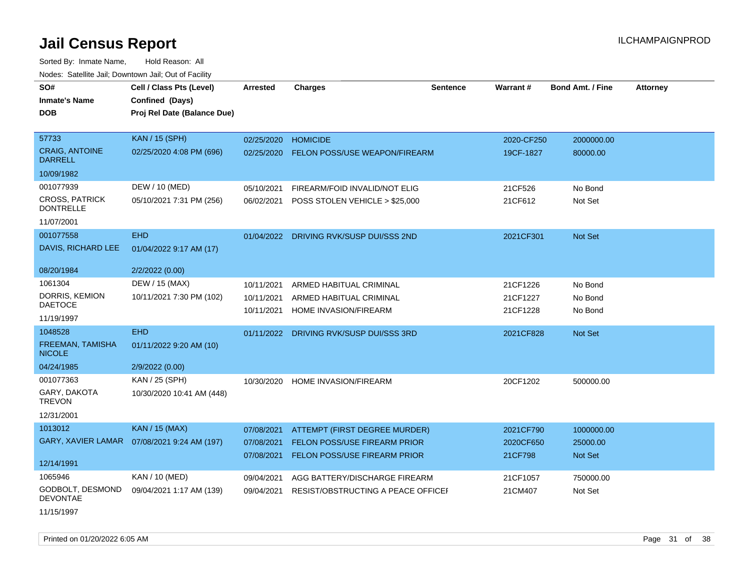# Jail Census Report

ILCHAMPAIGNPROD

Sorted By: Inmate Name, Hold Reason: All

Nodes: Satellite Jail; Downtown Jail; Out of Facility

| SO#<br>Inmate's Name<br>DOB | Cell / Class Pts (Level)<br>Confined (Days)<br>Proj Rel Date (Balance Due) | Arrested | Charges | Sentence | Warrant # | Bond Amt. / Fine | Attorney |
|---|---|---|---|---|---|---|---|
| 57733<br>CRAIG, ANTOINE DARRELL<br>10/09/1982 | KAN / 15 (SPH)<br>02/25/2020 4:08 PM (696) | 02/25/2020<br>02/25/2020 | HOMICIDE<br>FELON POSS/USE WEAPON/FIREARM | | 2020-CF250<br>19CF-1827 | 2000000.00<br>80000.00 | |
| 001077939<br>CROSS, PATRICK DONTRELLE<br>11/07/2001 | DEW / 10 (MED)<br>05/10/2021 7:31 PM (256) | 05/10/2021<br>06/02/2021 | FIREARM/FOID INVALID/NOT ELIG<br>POSS STOLEN VEHICLE > $25,000 | | 21CF526<br>21CF612 | No Bond<br>Not Set | |
| 001077558<br>DAVIS, RICHARD LEE<br>08/20/1984 | EHD<br>01/04/2022 9:17 AM (17)<br>2/2/2022 (0.00) | 01/04/2022 | DRIVING RVK/SUSP DUI/SSS 2ND | | 2021CF301 | Not Set | |
| 1061304<br>DORRIS, KEMION DAETOCE<br>11/19/1997 | DEW / 15 (MAX)<br>10/11/2021 7:30 PM (102) | 10/11/2021<br>10/11/2021<br>10/11/2021 | ARMED HABITUAL CRIMINAL<br>ARMED HABITUAL CRIMINAL<br>HOME INVASION/FIREARM | | 21CF1226<br>21CF1227<br>21CF1228 | No Bond<br>No Bond<br>No Bond | |
| 1048528<br>FREEMAN, TAMISHA NICOLE<br>04/24/1985 | EHD<br>01/11/2022 9:20 AM (10)<br>2/9/2022 (0.00) | 01/11/2022 | DRIVING RVK/SUSP DUI/SSS 3RD | | 2021CF828 | Not Set | |
| 001077363<br>GARY, DAKOTA TREVON<br>12/31/2001 | KAN / 25 (SPH)<br>10/30/2020 10:41 AM (448) | 10/30/2020 | HOME INVASION/FIREARM | | 20CF1202 | 500000.00 | |
| 1013012<br>GARY, XAVIER LAMAR<br>12/14/1991 | KAN / 15 (MAX)<br>07/08/2021 9:24 AM (197) | 07/08/2021<br>07/08/2021<br>07/08/2021 | ATTEMPT (FIRST DEGREE MURDER)<br>FELON POSS/USE FIREARM PRIOR<br>FELON POSS/USE FIREARM PRIOR | | 2021CF790<br>2020CF650<br>21CF798 | 1000000.00<br>25000.00<br>Not Set | |
| 1065946<br>GODBOLT, DESMOND DEVONTAE<br>11/15/1997 | KAN / 10 (MED)<br>09/04/2021 1:17 AM (139) | 09/04/2021<br>09/04/2021 | AGG BATTERY/DISCHARGE FIREARM<br>RESIST/OBSTRUCTING A PEACE OFFICEI | | 21CF1057<br>21CM407 | 750000.00<br>Not Set | |

Printed on 01/20/2022 6:05 AM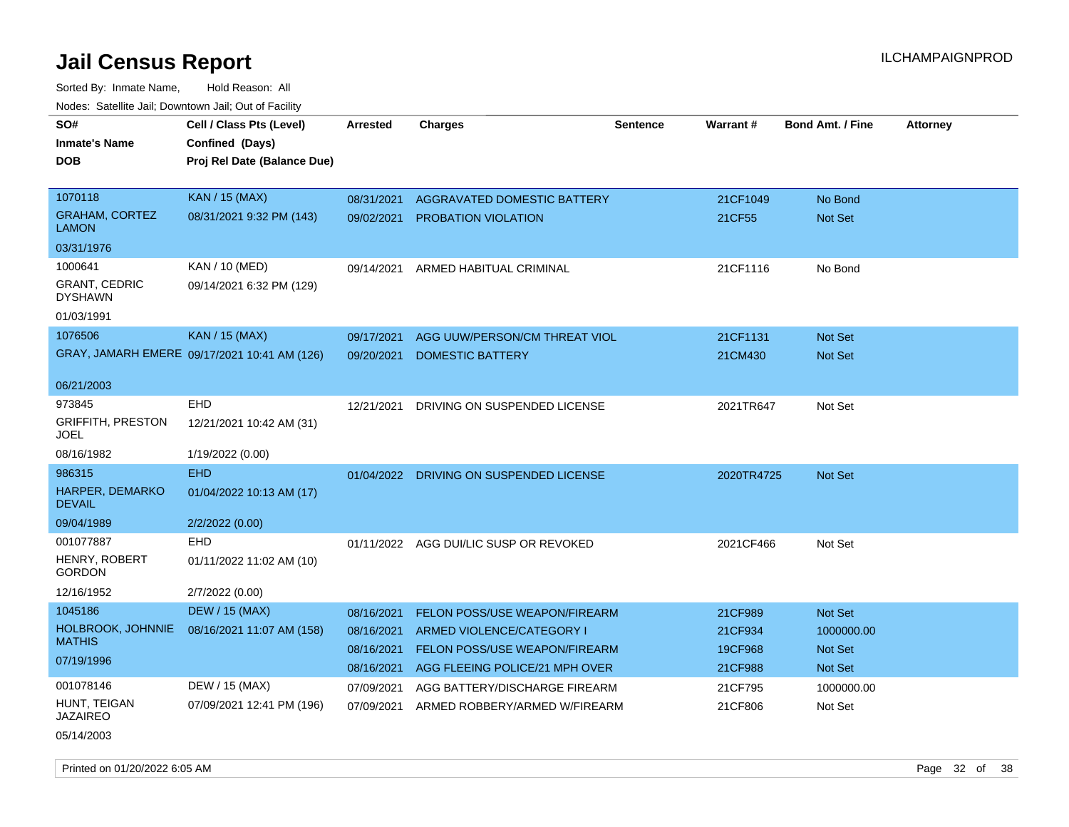# Jail Census Report

Sorted By: Inmate Name, Hold Reason: All

Nodes: Satellite Jail; Downtown Jail; Out of Facility

ILCHAMPAIGNPROD

| SO# / Inmate's Name / DOB | Cell / Class Pts (Level) / Confined (Days) / Proj Rel Date (Balance Due) | Arrested | Charges | Sentence | Warrant # | Bond Amt. / Fine | Attorney |
|---|---|---|---|---|---|---|---|
| 1070118<br>GRAHAM, CORTEZ LAMON<br>03/31/1976 | KAN / 15 (MAX)<br>08/31/2021 9:32 PM (143) | 08/31/2021<br>09/02/2021 | AGGRAVATED DOMESTIC BATTERY<br>PROBATION VIOLATION | | 21CF1049<br>21CF55 | No Bond<br>Not Set | |
| 1000641<br>GRANT, CEDRIC DYSHAWN<br>01/03/1991 | KAN / 10 (MED)<br>09/14/2021 6:32 PM (129) | 09/14/2021 | ARMED HABITUAL CRIMINAL | | 21CF1116 | No Bond | |
| 1076506<br>GRAY, JAMARH EMERE<br>06/21/2003 | KAN / 15 (MAX)<br>09/17/2021 10:41 AM (126) | 09/17/2021<br>09/20/2021 | AGG UUW/PERSON/CM THREAT VIOL<br>DOMESTIC BATTERY | | 21CF1131<br>21CM430 | Not Set<br>Not Set | |
| 973845<br>GRIFFITH, PRESTON JOEL<br>08/16/1982 | EHD<br>12/21/2021 10:42 AM (31)<br>1/19/2022 (0.00) | 12/21/2021 | DRIVING ON SUSPENDED LICENSE | | 2021TR647 | Not Set | |
| 986315<br>HARPER, DEMARKO DEVAIL<br>09/04/1989 | EHD<br>01/04/2022 10:13 AM (17)<br>2/2/2022 (0.00) | 01/04/2022 | DRIVING ON SUSPENDED LICENSE | | 2020TR4725 | Not Set | |
| 001077887<br>HENRY, ROBERT GORDON<br>12/16/1952 | EHD<br>01/11/2022 11:02 AM (10)<br>2/7/2022 (0.00) | 01/11/2022 | AGG DUI/LIC SUSP OR REVOKED | | 2021CF466 | Not Set | |
| 1045186<br>HOLBROOK, JOHNNIE MATHIS<br>07/19/1996 | DEW / 15 (MAX)<br>08/16/2021 11:07 AM (158) | 08/16/2021<br>08/16/2021<br>08/16/2021<br>08/16/2021 | FELON POSS/USE WEAPON/FIREARM<br>ARMED VIOLENCE/CATEGORY I<br>FELON POSS/USE WEAPON/FIREARM<br>AGG FLEEING POLICE/21 MPH OVER | | 21CF989<br>21CF934<br>19CF968<br>21CF988 | Not Set<br>1000000.00<br>Not Set<br>Not Set | |
| 001078146<br>HUNT, TEIGAN JAZAIREO<br>05/14/2003 | DEW / 15 (MAX)<br>07/09/2021 12:41 PM (196) | 07/09/2021<br>07/09/2021 | AGG BATTERY/DISCHARGE FIREARM<br>ARMED ROBBERY/ARMED W/FIREARM | | 21CF795<br>21CF806 | 1000000.00<br>Not Set | |

Printed on 01/20/2022 6:05 AM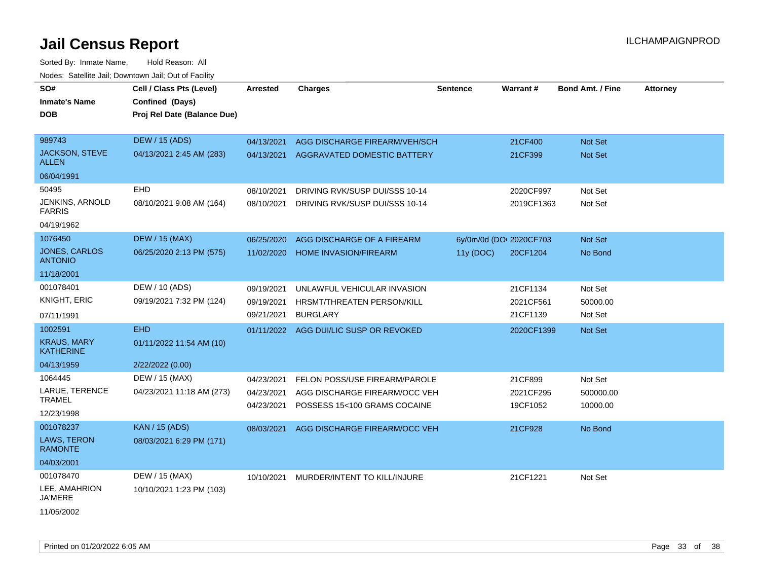# Jail Census Report

ILCHAMPAIGNPROD

Sorted By: Inmate Name, Hold Reason: All

Nodes: Satellite Jail; Downtown Jail; Out of Facility

| SO# / Inmate's Name / DOB | Cell / Class Pts (Level) / Confined (Days) / Proj Rel Date (Balance Due) | Arrested | Charges | Sentence | Warrant # | Bond Amt. / Fine | Attorney |
|---|---|---|---|---|---|---|---|
| 989743 JACKSON, STEVE ALLEN 06/04/1991 | DEW / 15 (ADS) 04/13/2021 2:45 AM (283) | 04/13/2021 | AGG DISCHARGE FIREARM/VEH/SCH | | 21CF400 | Not Set | |
| | | 04/13/2021 | AGGRAVATED DOMESTIC BATTERY | | 21CF399 | Not Set | |
| 50495 JENKINS, ARNOLD FARRIS 04/19/1962 | EHD 08/10/2021 9:08 AM (164) | 08/10/2021 | DRIVING RVK/SUSP DUI/SSS 10-14 | | 2020CF997 | Not Set | |
| | | 08/10/2021 | DRIVING RVK/SUSP DUI/SSS 10-14 | | 2019CF1363 | Not Set | |
| 1076450 JONES, CARLOS ANTONIO 11/18/2001 | DEW / 15 (MAX) 06/25/2020 2:13 PM (575) | 06/25/2020 | AGG DISCHARGE OF A FIREARM | 6y/0m/0d (DO | 2020CF703 | Not Set | |
| | | 11/02/2020 | HOME INVASION/FIREARM | 11y (DOC) | 20CF1204 | No Bond | |
| 001078401 KNIGHT, ERIC 07/11/1991 | DEW / 10 (ADS) 09/19/2021 7:32 PM (124) | 09/19/2021 | UNLAWFUL VEHICULAR INVASION | | 21CF1134 | Not Set | |
| | | 09/19/2021 | HRSMT/THREATEN PERSON/KILL | | 2021CF561 | 50000.00 | |
| | | 09/21/2021 | BURGLARY | | 21CF1139 | Not Set | |
| 1002591 KRAUS, MARY KATHERINE 04/13/1959 | EHD 01/11/2022 11:54 AM (10) 2/22/2022 (0.00) | 01/11/2022 | AGG DUI/LIC SUSP OR REVOKED | | 2020CF1399 | Not Set | |
| 1064445 LARUE, TERENCE TRAMEL 12/23/1998 | DEW / 15 (MAX) 04/23/2021 11:18 AM (273) | 04/23/2021 | FELON POSS/USE FIREARM/PAROLE | | 21CF899 | Not Set | |
| | | 04/23/2021 | AGG DISCHARGE FIREARM/OCC VEH | | 2021CF295 | 500000.00 | |
| | | 04/23/2021 | POSSESS 15<100 GRAMS COCAINE | | 19CF1052 | 10000.00 | |
| 001078237 LAWS, TERON RAMONTE 04/03/2001 | KAN / 15 (ADS) 08/03/2021 6:29 PM (171) | 08/03/2021 | AGG DISCHARGE FIREARM/OCC VEH | | 21CF928 | No Bond | |
| 001078470 LEE, AMAHRION JA'MERE 11/05/2002 | DEW / 15 (MAX) 10/10/2021 1:23 PM (103) | 10/10/2021 | MURDER/INTENT TO KILL/INJURE | | 21CF1221 | Not Set | |

Printed on 01/20/2022 6:05 AM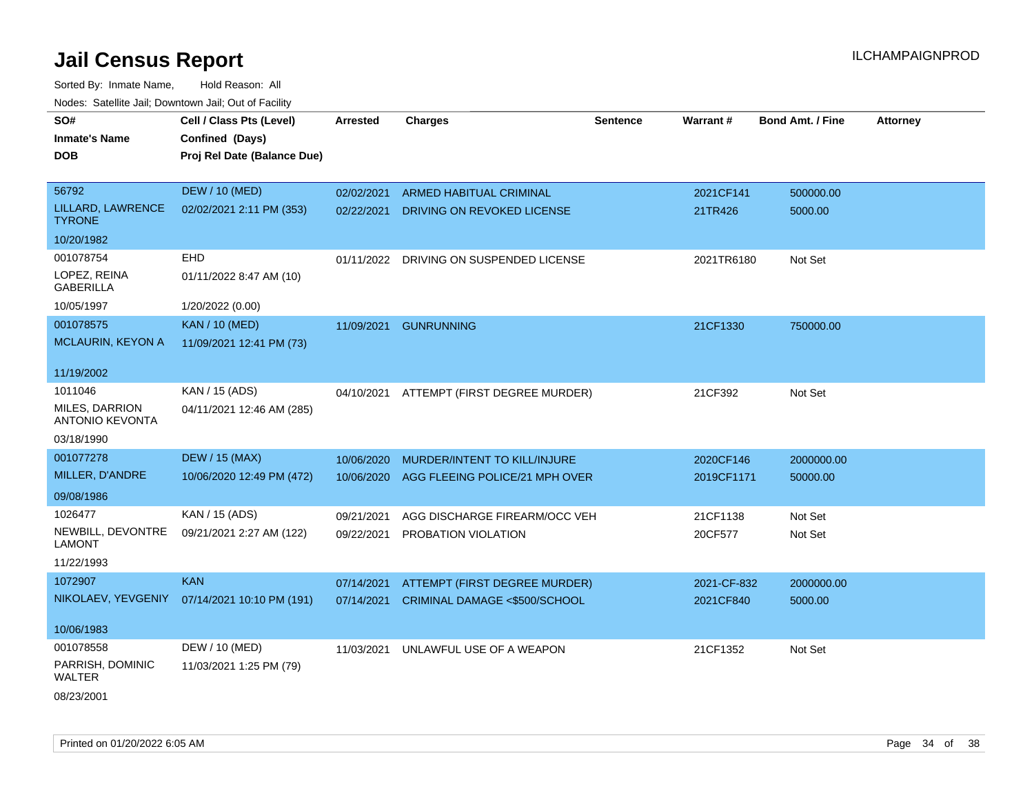# Jail Census Report

ILCHAMPAIGNPROD

Sorted By: Inmate Name, Hold Reason: All

Nodes: Satellite Jail; Downtown Jail; Out of Facility

| SO# / Inmate's Name / DOB | Cell / Class Pts (Level) / Confined (Days) / Proj Rel Date (Balance Due) | Arrested | Charges | Sentence | Warrant # | Bond Amt. / Fine | Attorney |
|---|---|---|---|---|---|---|---|
| 56792<br>LILLARD, LAWRENCE TYRONE<br>10/20/1982 | DEW / 10 (MED)<br>02/02/2021 2:11 PM (353) | 02/02/2021<br>02/22/2021 | ARMED HABITUAL CRIMINAL<br>DRIVING ON REVOKED LICENSE | | 2021CF141<br>21TR426 | 500000.00<br>5000.00 | |
| 001078754<br>LOPEZ, REINA GABERILLA<br>10/05/1997 | EHD<br>01/11/2022 8:47 AM (10)<br>1/20/2022 (0.00) | 01/11/2022 | DRIVING ON SUSPENDED LICENSE | | 2021TR6180 | Not Set | |
| 001078575<br>MCLAURIN, KEYON A<br>11/19/2002 | KAN / 10 (MED)<br>11/09/2021 12:41 PM (73) | 11/09/2021 | GUNRUNNING | | 21CF1330 | 750000.00 | |
| 1011046<br>MILES, DARRION ANTONIO KEVONTA<br>03/18/1990 | KAN / 15 (ADS)<br>04/11/2021 12:46 AM (285) | 04/10/2021 | ATTEMPT (FIRST DEGREE MURDER) | | 21CF392 | Not Set | |
| 001077278<br>MILLER, D'ANDRE<br>09/08/1986 | DEW / 15 (MAX)<br>10/06/2020 12:49 PM (472) | 10/06/2020<br>10/06/2020 | MURDER/INTENT TO KILL/INJURE<br>AGG FLEEING POLICE/21 MPH OVER | | 2020CF146<br>2019CF1171 | 2000000.00<br>50000.00 | |
| 1026477<br>NEWBILL, DEVONTRE LAMONT<br>11/22/1993 | KAN / 15 (ADS)<br>09/21/2021 2:27 AM (122) | 09/21/2021<br>09/22/2021 | AGG DISCHARGE FIREARM/OCC VEH<br>PROBATION VIOLATION | | 21CF1138<br>20CF577 | Not Set<br>Not Set | |
| 1072907<br>NIKOLAEV, YEVGENIY<br>10/06/1983 | KAN<br>07/14/2021 10:10 PM (191) | 07/14/2021<br>07/14/2021 | ATTEMPT (FIRST DEGREE MURDER)<br>CRIMINAL DAMAGE <$500/SCHOOL | | 2021-CF-832<br>2021CF840 | 2000000.00<br>5000.00 | |
| 001078558<br>PARRISH, DOMINIC WALTER<br>08/23/2001 | DEW / 10 (MED)<br>11/03/2021 1:25 PM (79) | 11/03/2021 | UNLAWFUL USE OF A WEAPON | | 21CF1352 | Not Set | |

Printed on 01/20/2022 6:05 AM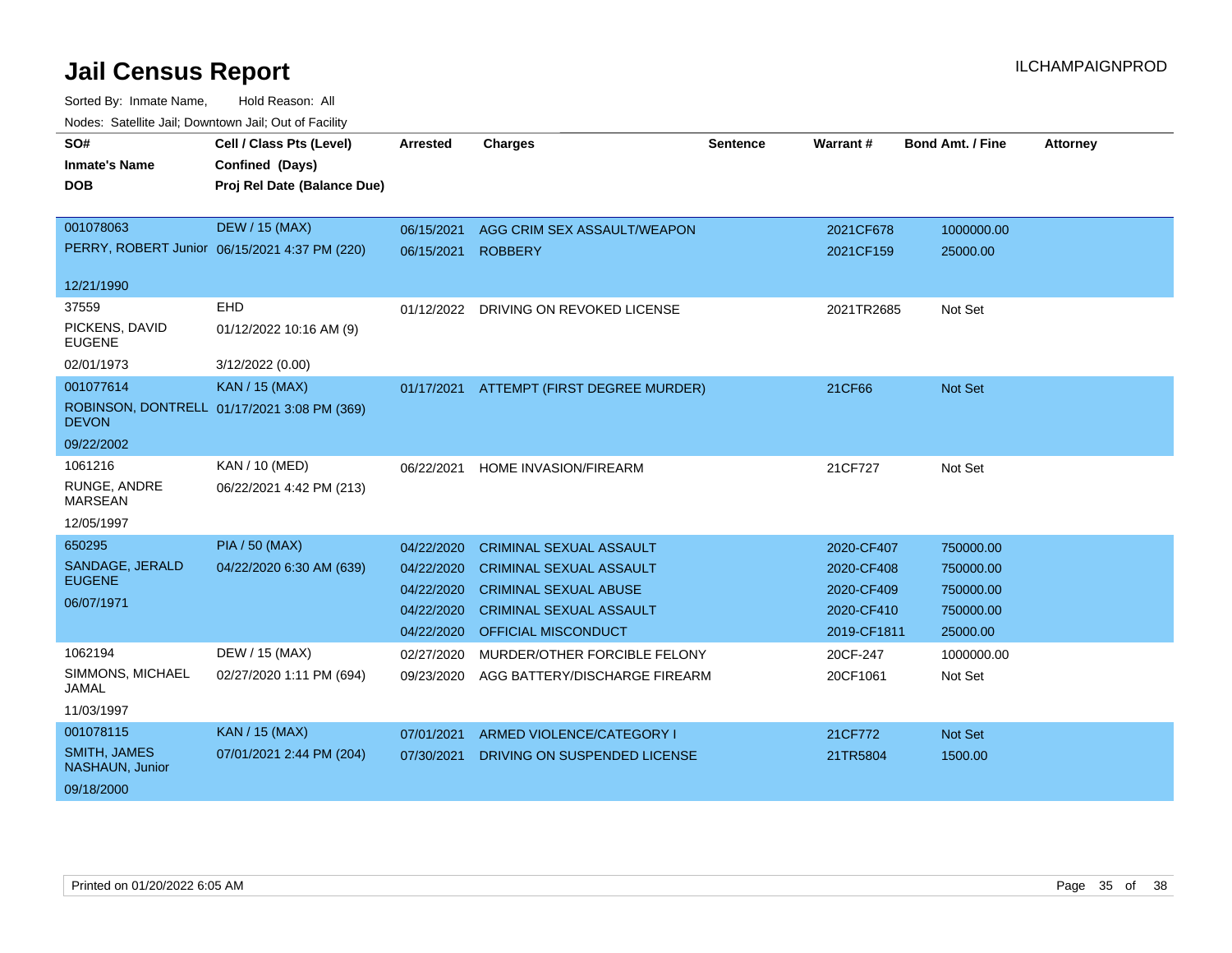# Jail Census Report

ILCHAMPAIGNPROD

Sorted By: Inmate Name, Hold Reason: All

Nodes: Satellite Jail; Downtown Jail; Out of Facility

| SO# / Inmate's Name / DOB | Cell / Class Pts (Level) / Confined (Days) / Proj Rel Date (Balance Due) | Arrested | Charges | Sentence | Warrant # | Bond Amt. / Fine | Attorney |
|---|---|---|---|---|---|---|---|
| 001078063 | DEW / 15 (MAX) | 06/15/2021 | AGG CRIM SEX ASSAULT/WEAPON | | 2021CF678 | 1000000.00 | |
| PERRY, ROBERT Junior | 06/15/2021 4:37 PM (220) | 06/15/2021 | ROBBERY | | 2021CF159 | 25000.00 | |
| 12/21/1990 | | | | | | | |
| 37559 | EHD | 01/12/2022 | DRIVING ON REVOKED LICENSE | | 2021TR2685 | Not Set | |
| PICKENS, DAVID EUGENE | 01/12/2022 10:16 AM (9) | | | | | | |
| 02/01/1973 | 3/12/2022 (0.00) | | | | | | |
| 001077614 | KAN / 15 (MAX) | 01/17/2021 | ATTEMPT (FIRST DEGREE MURDER) | | 21CF66 | Not Set | |
| ROBINSON, DONTRELL DEVON | 01/17/2021 3:08 PM (369) | | | | | | |
| 09/22/2002 | | | | | | | |
| 1061216 | KAN / 10 (MED) | 06/22/2021 | HOME INVASION/FIREARM | | 21CF727 | Not Set | |
| RUNGE, ANDRE MARSEAN | 06/22/2021 4:42 PM (213) | | | | | | |
| 12/05/1997 | | | | | | | |
| 650295 | PIA / 50 (MAX) | 04/22/2020 | CRIMINAL SEXUAL ASSAULT | | 2020-CF407 | 750000.00 | |
| SANDAGE, JERALD EUGENE | 04/22/2020 6:30 AM (639) | 04/22/2020 | CRIMINAL SEXUAL ASSAULT | | 2020-CF408 | 750000.00 | |
| 06/07/1971 | | 04/22/2020 | CRIMINAL SEXUAL ABUSE | | 2020-CF409 | 750000.00 | |
| | | 04/22/2020 | CRIMINAL SEXUAL ASSAULT | | 2020-CF410 | 750000.00 | |
| | | 04/22/2020 | OFFICIAL MISCONDUCT | | 2019-CF1811 | 25000.00 | |
| 1062194 | DEW / 15 (MAX) | 02/27/2020 | MURDER/OTHER FORCIBLE FELONY | | 20CF-247 | 1000000.00 | |
| SIMMONS, MICHAEL JAMAL | 02/27/2020 1:11 PM (694) | 09/23/2020 | AGG BATTERY/DISCHARGE FIREARM | | 20CF1061 | Not Set | |
| 11/03/1997 | | | | | | | |
| 001078115 | KAN / 15 (MAX) | 07/01/2021 | ARMED VIOLENCE/CATEGORY I | | 21CF772 | Not Set | |
| SMITH, JAMES NASHAUN, Junior | 07/01/2021 2:44 PM (204) | 07/30/2021 | DRIVING ON SUSPENDED LICENSE | | 21TR5804 | 1500.00 | |
| 09/18/2000 | | | | | | | |

Printed on 01/20/2022 6:05 AM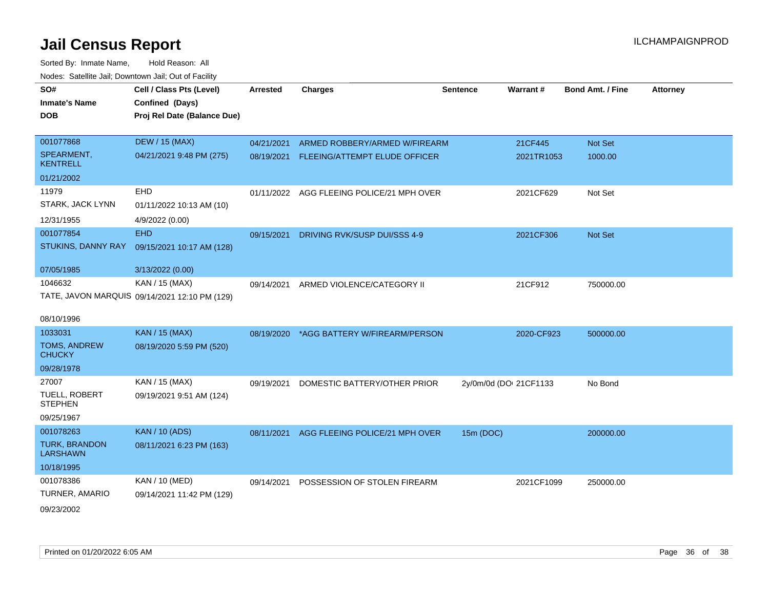# Jail Census Report

ILCHAMPAIGNPROD

Sorted By: Inmate Name, Hold Reason: All

Nodes: Satellite Jail; Downtown Jail; Out of Facility

| SO# / Inmate's Name / DOB | Cell / Class Pts (Level) / Confined (Days) / Proj Rel Date (Balance Due) | Arrested | Charges | Sentence | Warrant # | Bond Amt. / Fine | Attorney |
|---|---|---|---|---|---|---|---|
| 001077868<br>SPEARMENT, KENTRELL<br>01/21/2002 | DEW / 15 (MAX)<br>04/21/2021 9:48 PM (275) | 04/21/2021<br>08/19/2021 | ARMED ROBBERY/ARMED W/FIREARM<br>FLEEING/ATTEMPT ELUDE OFFICER | | 21CF445<br>2021TR1053 | Not Set<br>1000.00 | |
| 11979<br>STARK, JACK LYNN<br>12/31/1955 | EHD<br>01/11/2022 10:13 AM (10)<br>4/9/2022 (0.00) | 01/11/2022 | AGG FLEEING POLICE/21 MPH OVER | | 2021CF629 | Not Set | |
| 001077854<br>STUKINS, DANNY RAY<br>07/05/1985 | EHD<br>09/15/2021 10:17 AM (128)<br>3/13/2022 (0.00) | 09/15/2021 | DRIVING RVK/SUSP DUI/SSS 4-9 | | 2021CF306 | Not Set | |
| 1046632<br>TATE, JAVON MARQUIS<br>08/10/1996 | KAN / 15 (MAX)<br>09/14/2021 12:10 PM (129) | 09/14/2021 | ARMED VIOLENCE/CATEGORY II | | 21CF912 | 750000.00 | |
| 1033031<br>TOMS, ANDREW CHUCKY<br>09/28/1978 | KAN / 15 (MAX)<br>08/19/2020 5:59 PM (520) | 08/19/2020 | *AGG BATTERY W/FIREARM/PERSON | | 2020-CF923 | 500000.00 | |
| 27007<br>TUELL, ROBERT STEPHEN<br>09/25/1967 | KAN / 15 (MAX)<br>09/19/2021 9:51 AM (124) | 09/19/2021 | DOMESTIC BATTERY/OTHER PRIOR | 2y/0m/0d (DOI | 21CF1133 | No Bond | |
| 001078263<br>TURK, BRANDON LARSHAWN<br>10/18/1995 | KAN / 10 (ADS)<br>08/11/2021 6:23 PM (163) | 08/11/2021 | AGG FLEEING POLICE/21 MPH OVER | 15m (DOC) | | 200000.00 | |
| 001078386<br>TURNER, AMARIO<br>09/23/2002 | KAN / 10 (MED)<br>09/14/2021 11:42 PM (129) | 09/14/2021 | POSSESSION OF STOLEN FIREARM | | 2021CF1099 | 250000.00 | |

Printed on 01/20/2022 6:05 AM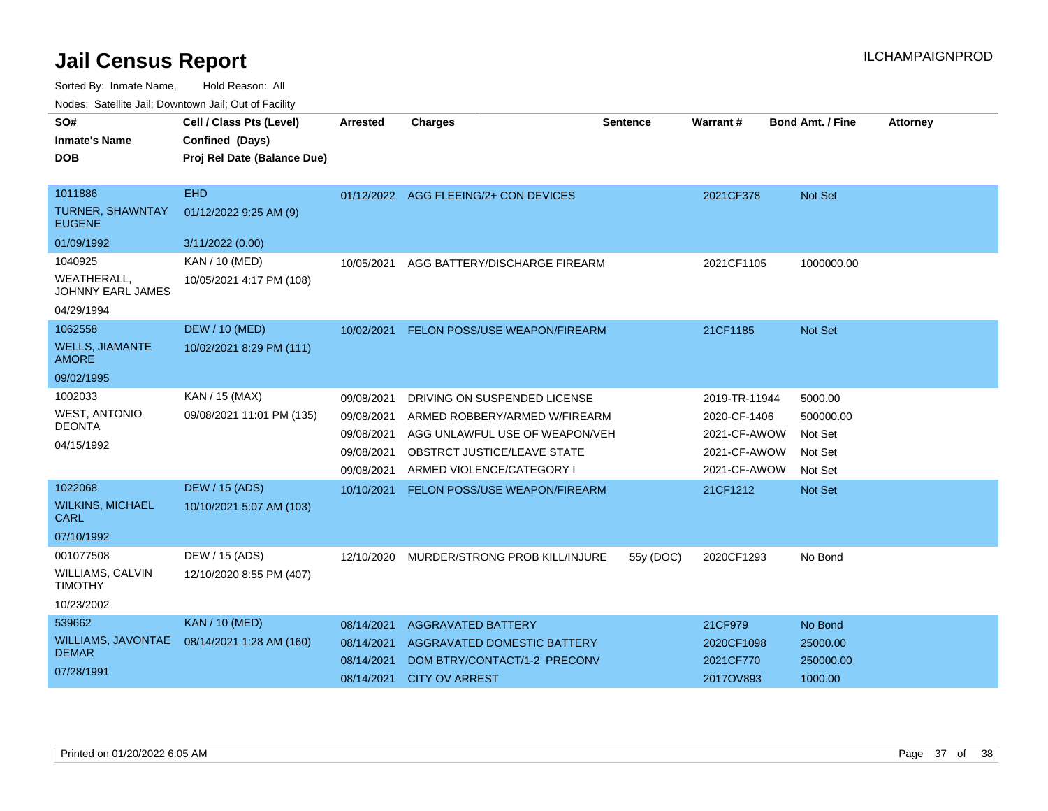# Jail Census Report

ILCHAMPAIGNPROD

Sorted By: Inmate Name, Hold Reason: All

Nodes: Satellite Jail; Downtown Jail; Out of Facility

| SO# / Inmate's Name / DOB | Cell / Class Pts (Level) / Confined (Days) / Proj Rel Date (Balance Due) | Arrested | Charges | Sentence | Warrant # | Bond Amt. / Fine | Attorney |
|---|---|---|---|---|---|---|---|
| 1011886<br>TURNER, SHAWNTAY EUGENE<br>01/09/1992 | EHD<br>01/12/2022 9:25 AM (9)<br>3/11/2022 (0.00) | 01/12/2022 | AGG FLEEING/2+ CON DEVICES | | 2021CF378 | Not Set | |
| 1040925<br>WEATHERALL, JOHNNY EARL JAMES<br>04/29/1994 | KAN / 10 (MED)<br>10/05/2021 4:17 PM (108) | 10/05/2021 | AGG BATTERY/DISCHARGE FIREARM | | 2021CF1105 | 1000000.00 | |
| 1062558<br>WELLS, JIAMANTE AMORE<br>09/02/1995 | DEW / 10 (MED)<br>10/02/2021 8:29 PM (111) | 10/02/2021 | FELON POSS/USE WEAPON/FIREARM | | 21CF1185 | Not Set | |
| 1002033<br>WEST, ANTONIO DEONTA<br>04/15/1992 | KAN / 15 (MAX)<br>09/08/2021 11:01 PM (135) | 09/08/2021 | DRIVING ON SUSPENDED LICENSE | | 2019-TR-11944 | 5000.00 | |
| | | 09/08/2021 | ARMED ROBBERY/ARMED W/FIREARM | | 2020-CF-1406 | 500000.00 | |
| | | 09/08/2021 | AGG UNLAWFUL USE OF WEAPON/VEH | | 2021-CF-AWOW | Not Set | |
| | | 09/08/2021 | OBSTRCT JUSTICE/LEAVE STATE | | 2021-CF-AWOW | Not Set | |
| | | 09/08/2021 | ARMED VIOLENCE/CATEGORY I | | 2021-CF-AWOW | Not Set | |
| 1022068<br>WILKINS, MICHAEL CARL<br>07/10/1992 | DEW / 15 (ADS)<br>10/10/2021 5:07 AM (103) | 10/10/2021 | FELON POSS/USE WEAPON/FIREARM | | 21CF1212 | Not Set | |
| 001077508<br>WILLIAMS, CALVIN TIMOTHY<br>10/23/2002 | DEW / 15 (ADS)<br>12/10/2020 8:55 PM (407) | 12/10/2020 | MURDER/STRONG PROB KILL/INJURE | 55y (DOC) | 2020CF1293 | No Bond | |
| 539662<br>WILLIAMS, JAVONTAE DEMAR<br>07/28/1991 | KAN / 10 (MED)<br>08/14/2021 1:28 AM (160) | 08/14/2021 | AGGRAVATED BATTERY | | 21CF979 | No Bond | |
| | | 08/14/2021 | AGGRAVATED DOMESTIC BATTERY | | 2020CF1098 | 25000.00 | |
| | | 08/14/2021 | DOM BTRY/CONTACT/1-2 PRECONV | | 2021CF770 | 250000.00 | |
| | | 08/14/2021 | CITY OV ARREST | | 2017OV893 | 1000.00 | |

Printed on 01/20/2022 6:05 AM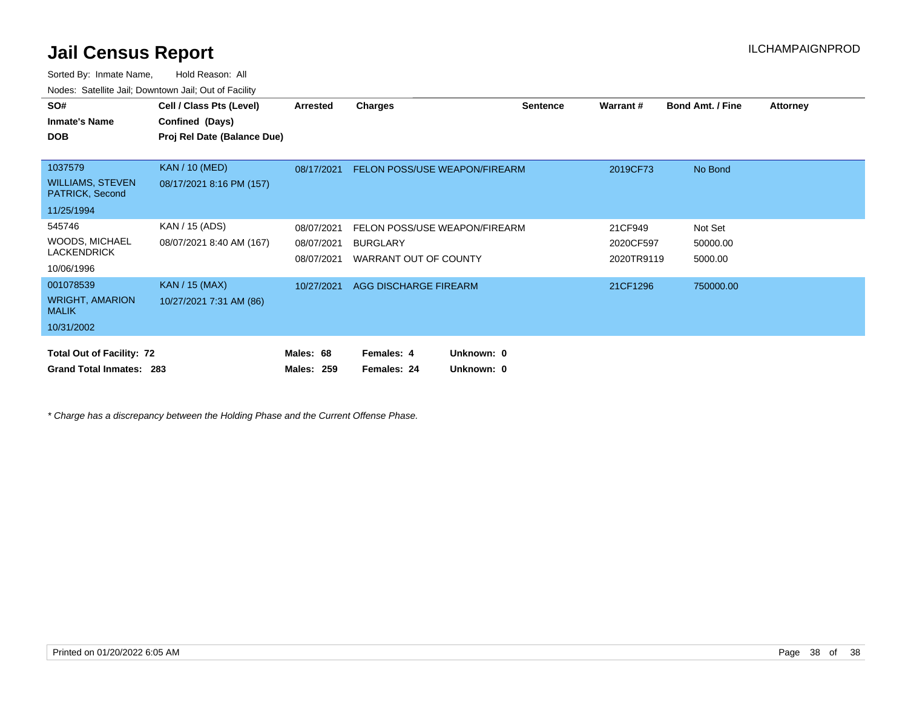# Jail Census Report

ILCHAMPAIGNPROD

Sorted By: Inmate Name, Hold Reason: All

Nodes: Satellite Jail; Downtown Jail; Out of Facility

| SO# / Inmate's Name / DOB | Cell / Class Pts (Level) / Confined (Days) / Proj Rel Date (Balance Due) | Arrested | Charges | Sentence | Warrant # | Bond Amt. / Fine | Attorney |
|---|---|---|---|---|---|---|---|
| 1037579 WILLIAMS, STEVEN PATRICK, Second 11/25/1994 | KAN / 10 (MED) 08/17/2021 8:16 PM (157) | 08/17/2021 | FELON POSS/USE WEAPON/FIREARM | | 2019CF73 | No Bond | |
| 545746 WOODS, MICHAEL LACKENDRICK 10/06/1996 | KAN / 15 (ADS) 08/07/2021 8:40 AM (167) | 08/07/2021 | FELON POSS/USE WEAPON/FIREARM | | 21CF949 | Not Set | |
| | | 08/07/2021 | BURGLARY | | 2020CF597 | 50000.00 | |
| | | 08/07/2021 | WARRANT OUT OF COUNTY | | 2020TR9119 | 5000.00 | |
| 001078539 WRIGHT, AMARION MALIK 10/31/2002 | KAN / 15 (MAX) 10/27/2021 7:31 AM (86) | 10/27/2021 | AGG DISCHARGE FIREARM | | 21CF1296 | 750000.00 | |

| | | | |
|---|---|---|---|
| **Total Out of Facility: 72** | **Males: 68** | **Females: 4** | **Unknown: 0** |
| **Grand Total Inmates: 283** | **Males: 259** | **Females: 24** | **Unknown: 0** |

*\* Charge has a discrepancy between the Holding Phase and the Current Offense Phase.*

Printed on 01/20/2022 6:05 AM